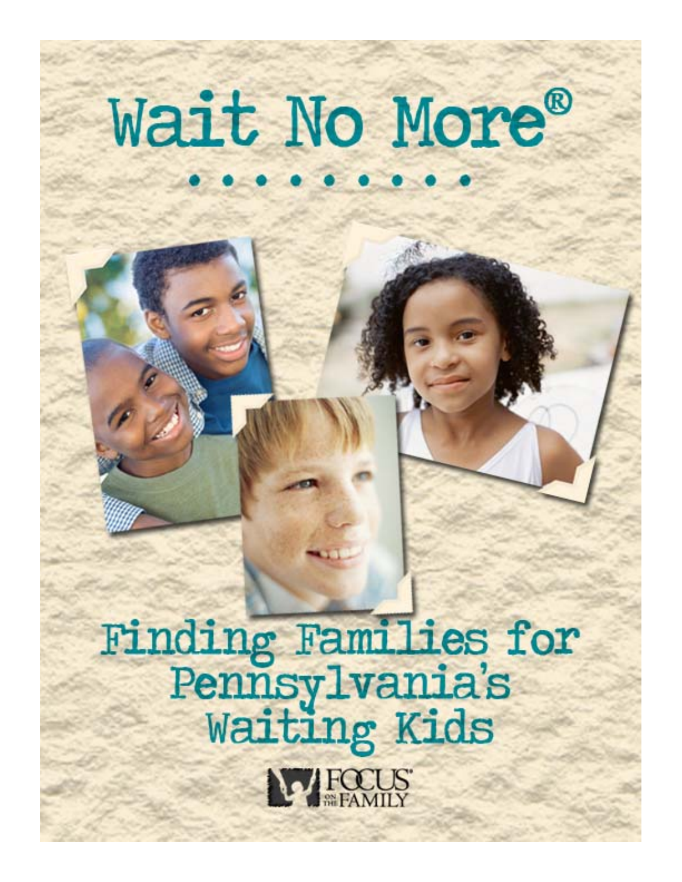# Wait No More®

# Finding Families for Pennsylvania's Waiting Kids

FOCUS ON THE FAMILY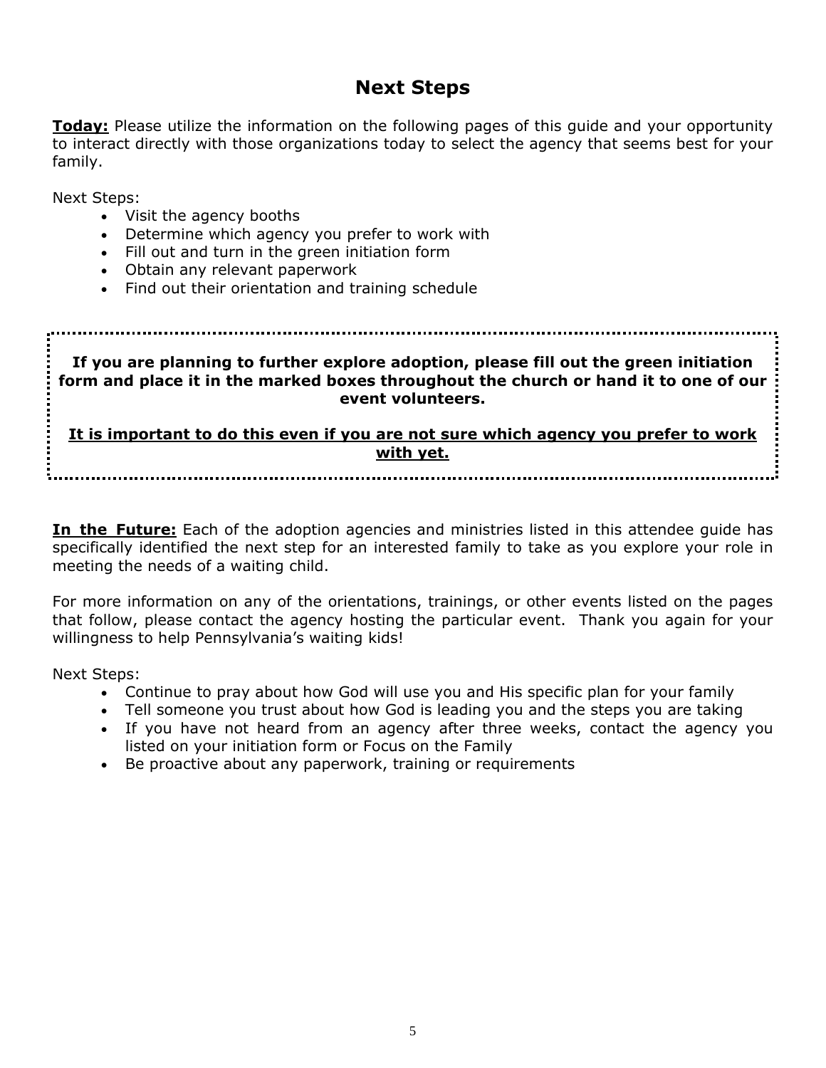# Next Steps

**Today:** Please utilize the information on the following pages of this guide and your opportunity to interact directly with those organizations today to select the agency that seems best for your family.

Next Steps:

- Visit the agency booths
- Determine which agency you prefer to work with
- Fill out and turn in the green initiation form
- Obtain any relevant paperwork
- Find out their orientation and training schedule

**If you are planning to further explore adoption, please fill out the green initiation form and place it in the marked boxes throughout the church or hand it to one of our event volunteers.**

**It is important to do this even if you are not sure which agency you prefer to work with yet.**

**In the Future:** Each of the adoption agencies and ministries listed in this attendee guide has specifically identified the next step for an interested family to take as you explore your role in meeting the needs of a waiting child.

For more information on any of the orientations, trainings, or other events listed on the pages that follow, please contact the agency hosting the particular event. Thank you again for your willingness to help Pennsylvania's waiting kids!

Next Steps:

- Continue to pray about how God will use you and His specific plan for your family
- Tell someone you trust about how God is leading you and the steps you are taking
- If you have not heard from an agency after three weeks, contact the agency you listed on your initiation form or Focus on the Family
- Be proactive about any paperwork, training or requirements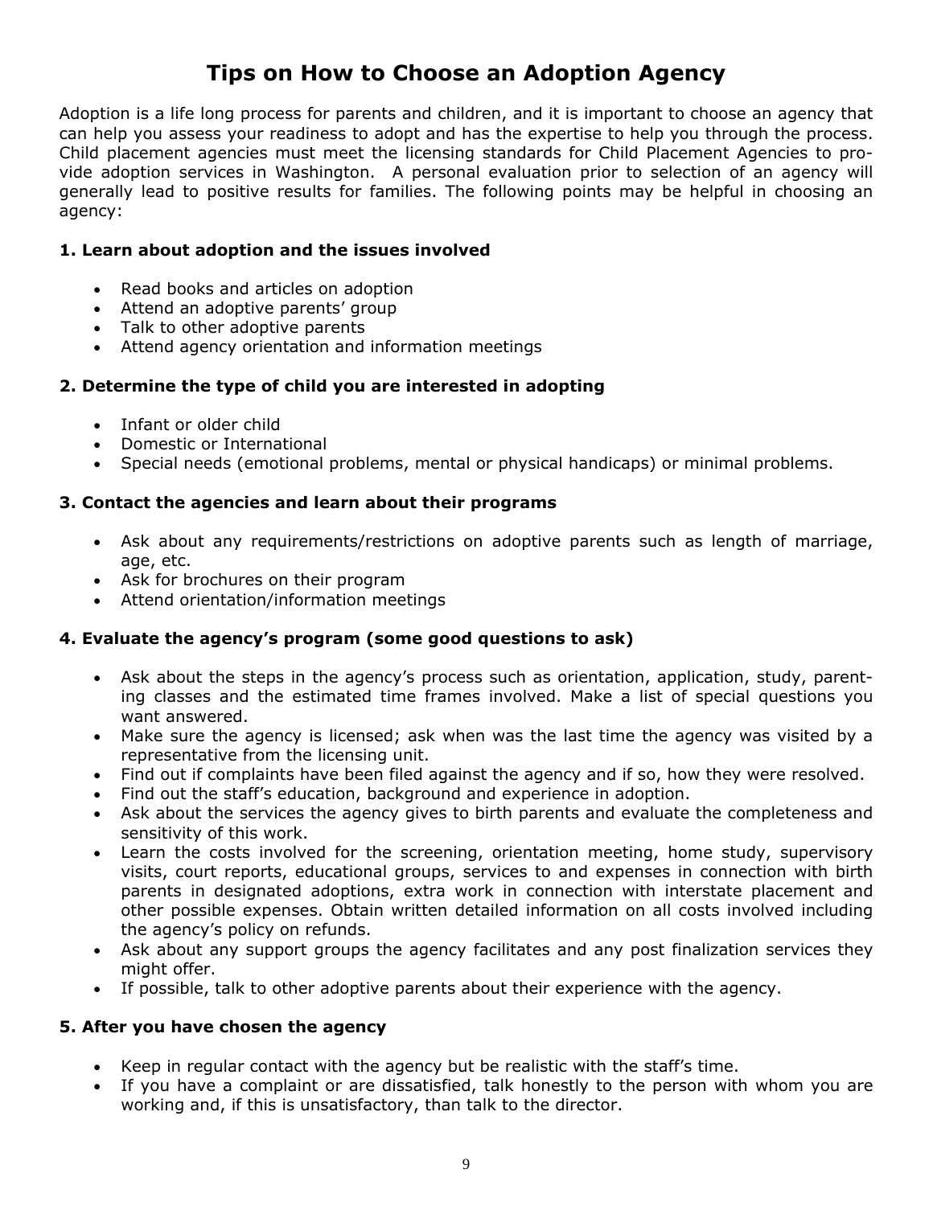# Tips on How to Choose an Adoption Agency

Adoption is a life long process for parents and children, and it is important to choose an agency that can help you assess your readiness to adopt and has the expertise to help you through the process. Child placement agencies must meet the licensing standards for Child Placement Agencies to provide adoption services in Washington. A personal evaluation prior to selection of an agency will generally lead to positive results for families. The following points may be helpful in choosing an agency:

### 1. Learn about adoption and the issues involved

- Read books and articles on adoption
- Attend an adoptive parents' group
- Talk to other adoptive parents
- Attend agency orientation and information meetings

### 2. Determine the type of child you are interested in adopting

- Infant or older child
- Domestic or International
- Special needs (emotional problems, mental or physical handicaps) or minimal problems.

### 3. Contact the agencies and learn about their programs

- Ask about any requirements/restrictions on adoptive parents such as length of marriage, age, etc.
- Ask for brochures on their program
- Attend orientation/information meetings

### 4. Evaluate the agency's program (some good questions to ask)

- Ask about the steps in the agency's process such as orientation, application, study, parenting classes and the estimated time frames involved. Make a list of special questions you want answered.
- Make sure the agency is licensed; ask when was the last time the agency was visited by a representative from the licensing unit.
- Find out if complaints have been filed against the agency and if so, how they were resolved.
- Find out the staff's education, background and experience in adoption.
- Ask about the services the agency gives to birth parents and evaluate the completeness and sensitivity of this work.
- Learn the costs involved for the screening, orientation meeting, home study, supervisory visits, court reports, educational groups, services to and expenses in connection with birth parents in designated adoptions, extra work in connection with interstate placement and other possible expenses. Obtain written detailed information on all costs involved including the agency's policy on refunds.
- Ask about any support groups the agency facilitates and any post finalization services they might offer.
- If possible, talk to other adoptive parents about their experience with the agency.

### 5. After you have chosen the agency

- Keep in regular contact with the agency but be realistic with the staff's time.
- If you have a complaint or are dissatisfied, talk honestly to the person with whom you are working and, if this is unsatisfactory, than talk to the director.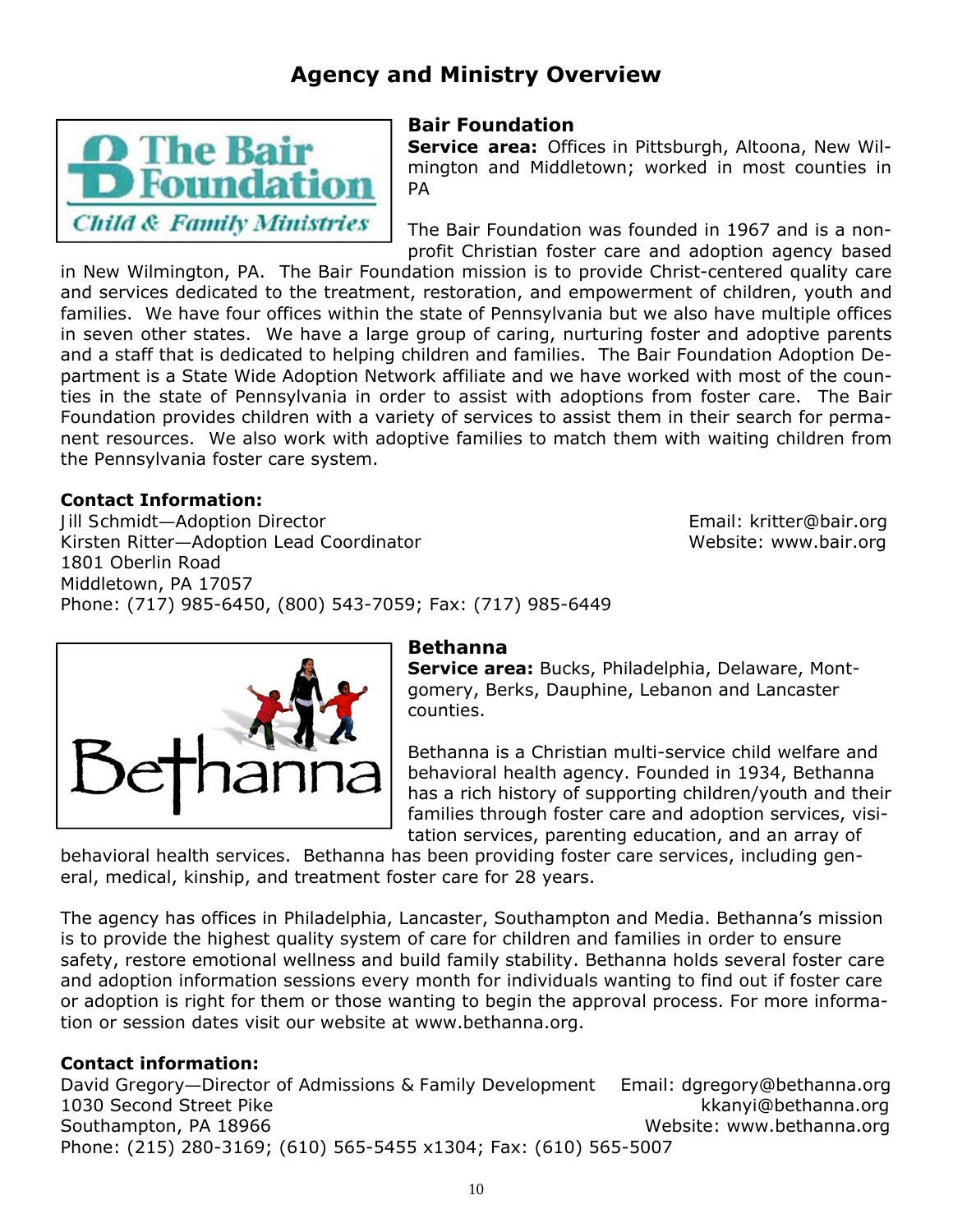# Agency and Ministry Overview

## Bair Foundation

**Service area:** Offices in Pittsburgh, Altoona, New Wilmington and Middletown; worked in most counties in PA

The Bair Foundation was founded in 1967 and is a non-profit Christian foster care and adoption agency based in New Wilmington, PA. The Bair Foundation mission is to provide Christ-centered quality care and services dedicated to the treatment, restoration, and empowerment of children, youth and families. We have four offices within the state of Pennsylvania but we also have multiple offices in seven other states. We have a large group of caring, nurturing foster and adoptive parents and a staff that is dedicated to helping children and families. The Bair Foundation Adoption Department is a State Wide Adoption Network affiliate and we have worked with most of the counties in the state of Pennsylvania in order to assist with adoptions from foster care. The Bair Foundation provides children with a variety of services to assist them in their search for permanent resources. We also work with adoptive families to match them with waiting children from the Pennsylvania foster care system.

**Contact Information:**

Jill Schmidt—Adoption Director
Kirsten Ritter—Adoption Lead Coordinator
1801 Oberlin Road
Middletown, PA 17057
Phone: (717) 985-6450, (800) 543-7059; Fax: (717) 985-6449

Email: kritter@bair.org
Website: www.bair.org

## Bethanna

**Service area:** Bucks, Philadelphia, Delaware, Montgomery, Berks, Dauphine, Lebanon and Lancaster counties.

Bethanna is a Christian multi-service child welfare and behavioral health agency. Founded in 1934, Bethanna has a rich history of supporting children/youth and their families through foster care and adoption services, visitation services, parenting education, and an array of behavioral health services. Bethanna has been providing foster care services, including general, medical, kinship, and treatment foster care for 28 years.

The agency has offices in Philadelphia, Lancaster, Southampton and Media. Bethanna's mission is to provide the highest quality system of care for children and families in order to ensure safety, restore emotional wellness and build family stability. Bethanna holds several foster care and adoption information sessions every month for individuals wanting to find out if foster care or adoption is right for them or those wanting to begin the approval process. For more information or session dates visit our website at www.bethanna.org.

**Contact information:**

David Gregory—Director of Admissions & Family Development
1030 Second Street Pike
Southampton, PA 18966
Phone: (215) 280-3169; (610) 565-5455 x1304; Fax: (610) 565-5007

Email: dgregory@bethanna.org
kkanyi@bethanna.org
Website: www.bethanna.org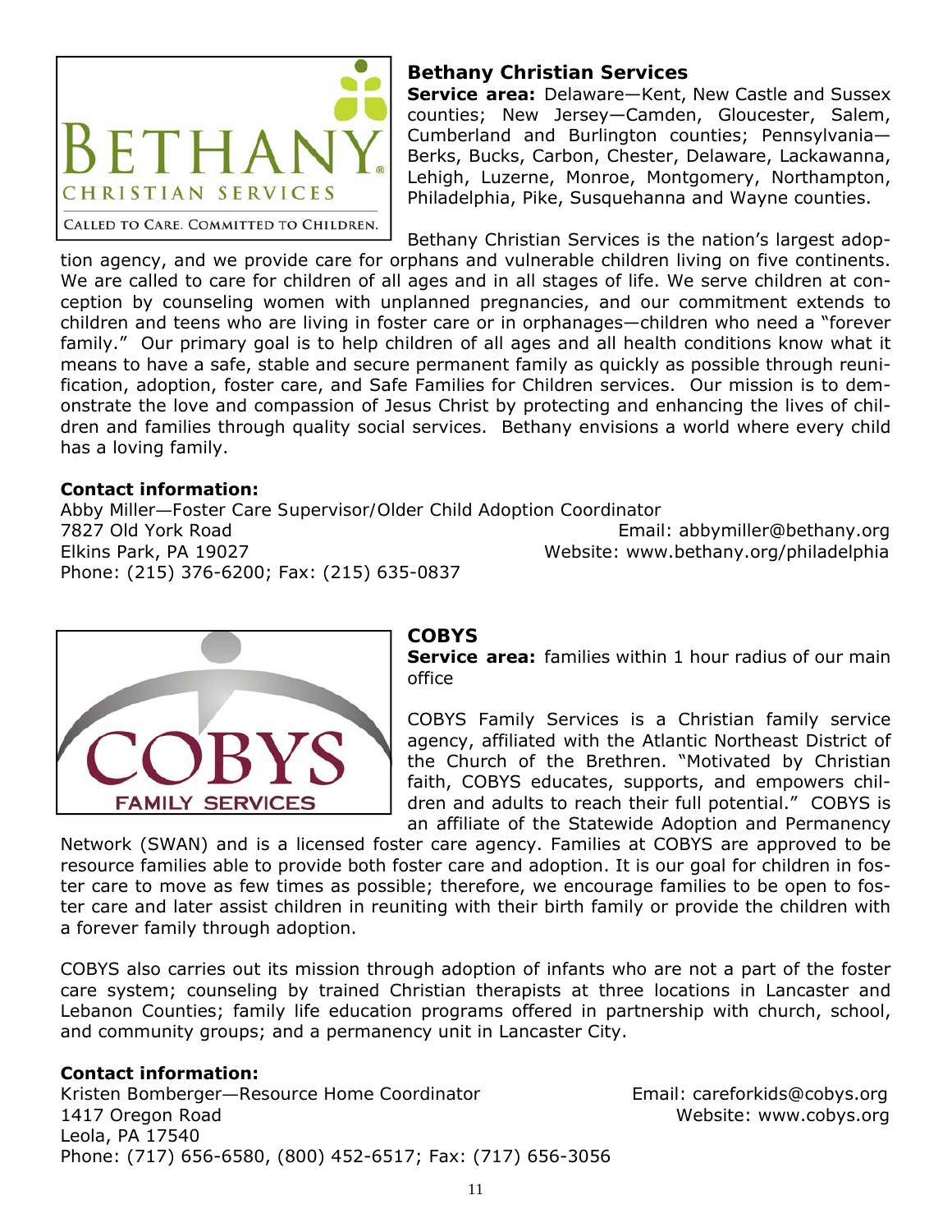## Bethany Christian Services

**Service area:** Delaware—Kent, New Castle and Sussex counties; New Jersey—Camden, Gloucester, Salem, Cumberland and Burlington counties; Pennsylvania—Berks, Bucks, Carbon, Chester, Delaware, Lackawanna, Lehigh, Luzerne, Monroe, Montgomery, Northampton, Philadelphia, Pike, Susquehanna and Wayne counties.

Bethany Christian Services is the nation's largest adoption agency, and we provide care for orphans and vulnerable children living on five continents. We are called to care for children of all ages and in all stages of life. We serve children at conception by counseling women with unplanned pregnancies, and our commitment extends to children and teens who are living in foster care or in orphanages—children who need a "forever family." Our primary goal is to help children of all ages and all health conditions know what it means to have a safe, stable and secure permanent family as quickly as possible through reunification, adoption, foster care, and Safe Families for Children services. Our mission is to demonstrate the love and compassion of Jesus Christ by protecting and enhancing the lives of children and families through quality social services. Bethany envisions a world where every child has a loving family.

**Contact information:**

Abby Miller—Foster Care Supervisor/Older Child Adoption Coordinator
7827 Old York Road
Elkins Park, PA 19027
Phone: (215) 376-6200; Fax: (215) 635-0837
Email: abbymiller@bethany.org
Website: www.bethany.org/philadelphia

## COBYS

**Service area:** families within 1 hour radius of our main office

COBYS Family Services is a Christian family service agency, affiliated with the Atlantic Northeast District of the Church of the Brethren. "Motivated by Christian faith, COBYS educates, supports, and empowers children and adults to reach their full potential." COBYS is an affiliate of the Statewide Adoption and Permanency Network (SWAN) and is a licensed foster care agency. Families at COBYS are approved to be resource families able to provide both foster care and adoption. It is our goal for children in foster care to move as few times as possible; therefore, we encourage families to be open to foster care and later assist children in reuniting with their birth family or provide the children with a forever family through adoption.

COBYS also carries out its mission through adoption of infants who are not a part of the foster care system; counseling by trained Christian therapists at three locations in Lancaster and Lebanon Counties; family life education programs offered in partnership with church, school, and community groups; and a permanency unit in Lancaster City.

**Contact information:**

Kristen Bomberger—Resource Home Coordinator
1417 Oregon Road
Leola, PA 17540
Phone: (717) 656-6580, (800) 452-6517; Fax: (717) 656-3056
Email: careforkids@cobys.org
Website: www.cobys.org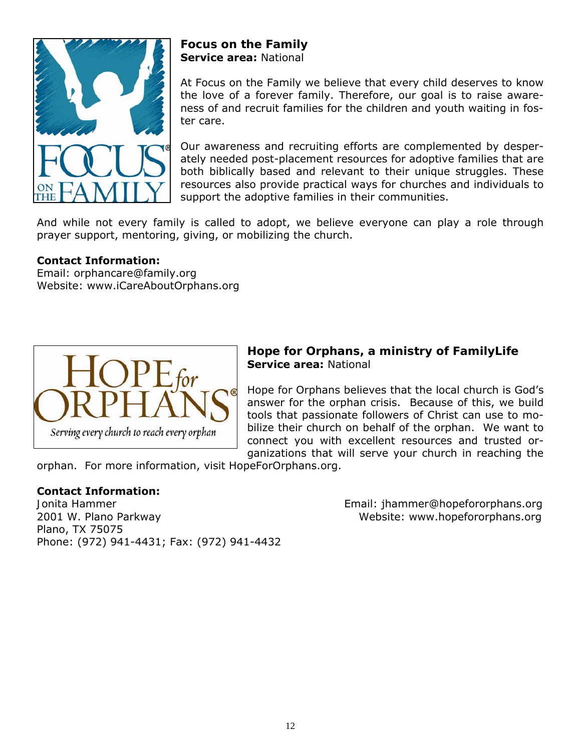**Focus on the Family**
**Service area:** National

At Focus on the Family we believe that every child deserves to know the love of a forever family. Therefore, our goal is to raise awareness of and recruit families for the children and youth waiting in foster care.

Our awareness and recruiting efforts are complemented by desperately needed post-placement resources for adoptive families that are both biblically based and relevant to their unique struggles. These resources also provide practical ways for churches and individuals to support the adoptive families in their communities.

And while not every family is called to adopt, we believe everyone can play a role through prayer support, mentoring, giving, or mobilizing the church.

**Contact Information:**
Email: orphancare@family.org
Website: www.iCareAboutOrphans.org

**Hope for Orphans, a ministry of FamilyLife**
**Service area:** National

Hope for Orphans believes that the local church is God's answer for the orphan crisis. Because of this, we build tools that passionate followers of Christ can use to mobilize their church on behalf of the orphan. We want to connect you with excellent resources and trusted organizations that will serve your church in reaching the orphan. For more information, visit HopeForOrphans.org.

**Contact Information:**
Jonita Hammer
2001 W. Plano Parkway
Plano, TX 75075
Phone: (972) 941-4431; Fax: (972) 941-4432
Email: jhammer@hopefororphans.org
Website: www.hopefororphans.org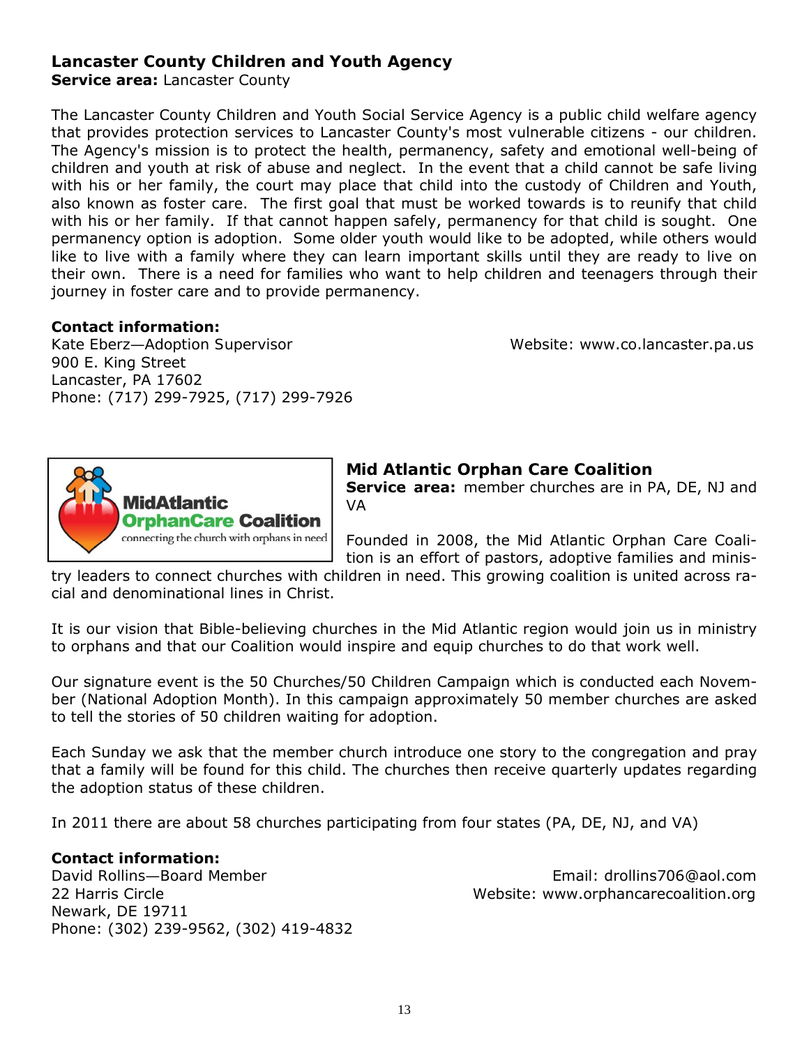### Lancaster County Children and Youth Agency

**Service area:** Lancaster County

The Lancaster County Children and Youth Social Service Agency is a public child welfare agency that provides protection services to Lancaster County's most vulnerable citizens - our children. The Agency's mission is to protect the health, permanency, safety and emotional well-being of children and youth at risk of abuse and neglect. In the event that a child cannot be safe living with his or her family, the court may place that child into the custody of Children and Youth, also known as foster care. The first goal that must be worked towards is to reunify that child with his or her family. If that cannot happen safely, permanency for that child is sought. One permanency option is adoption. Some older youth would like to be adopted, while others would like to live with a family where they can learn important skills until they are ready to live on their own. There is a need for families who want to help children and teenagers through their journey in foster care and to provide permanency.

**Contact information:**

Kate Eberz—Adoption Supervisor
900 E. King Street
Lancaster, PA 17602
Phone: (717) 299-7925, (717) 299-7926

Website: www.co.lancaster.pa.us

### Mid Atlantic Orphan Care Coalition

**Service area:** member churches are in PA, DE, NJ and VA

Founded in 2008, the Mid Atlantic Orphan Care Coalition is an effort of pastors, adoptive families and ministry leaders to connect churches with children in need. This growing coalition is united across racial and denominational lines in Christ.

It is our vision that Bible-believing churches in the Mid Atlantic region would join us in ministry to orphans and that our Coalition would inspire and equip churches to do that work well.

Our signature event is the 50 Churches/50 Children Campaign which is conducted each November (National Adoption Month). In this campaign approximately 50 member churches are asked to tell the stories of 50 children waiting for adoption.

Each Sunday we ask that the member church introduce one story to the congregation and pray that a family will be found for this child. The churches then receive quarterly updates regarding the adoption status of these children.

In 2011 there are about 58 churches participating from four states (PA, DE, NJ, and VA)

**Contact information:**

David Rollins—Board Member
22 Harris Circle
Newark, DE 19711
Phone: (302) 239-9562, (302) 419-4832

Email: drollins706@aol.com
Website: www.orphancarecoalition.org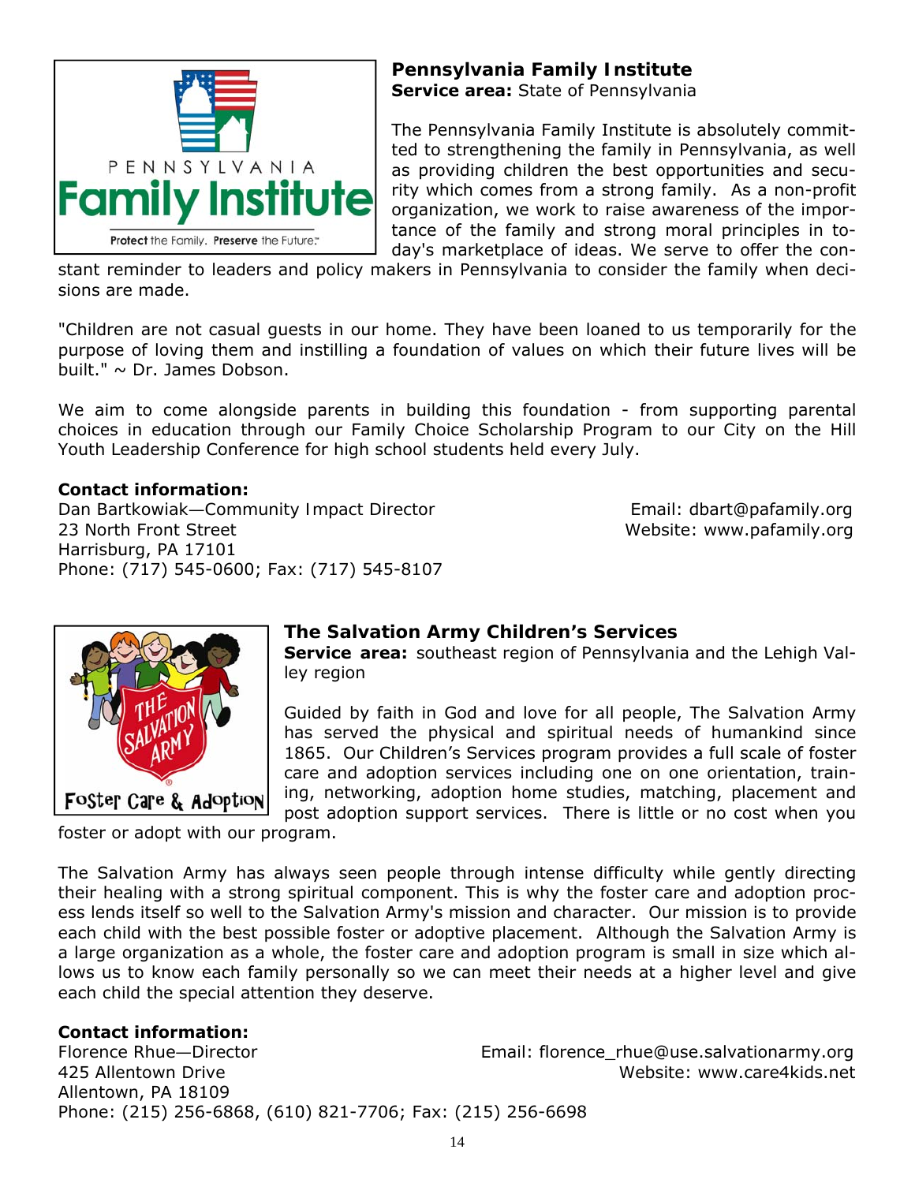### Pennsylvania Family Institute

**Service area:** State of Pennsylvania

The Pennsylvania Family Institute is absolutely committed to strengthening the family in Pennsylvania, as well as providing children the best opportunities and security which comes from a strong family. As a non-profit organization, we work to raise awareness of the importance of the family and strong moral principles in today's marketplace of ideas. We serve to offer the constant reminder to leaders and policy makers in Pennsylvania to consider the family when decisions are made.

"Children are not casual guests in our home. They have been loaned to us temporarily for the purpose of loving them and instilling a foundation of values on which their future lives will be built." ~ Dr. James Dobson.

We aim to come alongside parents in building this foundation - from supporting parental choices in education through our Family Choice Scholarship Program to our City on the Hill Youth Leadership Conference for high school students held every July.

**Contact information:**

Dan Bartkowiak—Community Impact Director
23 North Front Street
Harrisburg, PA 17101
Phone: (717) 545-0600; Fax: (717) 545-8107

Email: dbart@pafamily.org
Website: www.pafamily.org

### The Salvation Army Children's Services

**Service area:** southeast region of Pennsylvania and the Lehigh Valley region

Guided by faith in God and love for all people, The Salvation Army has served the physical and spiritual needs of humankind since 1865. Our Children's Services program provides a full scale of foster care and adoption services including one on one orientation, training, networking, adoption home studies, matching, placement and post adoption support services. There is little or no cost when you foster or adopt with our program.

The Salvation Army has always seen people through intense difficulty while gently directing their healing with a strong spiritual component. This is why the foster care and adoption process lends itself so well to the Salvation Army's mission and character. Our mission is to provide each child with the best possible foster or adoptive placement. Although the Salvation Army is a large organization as a whole, the foster care and adoption program is small in size which allows us to know each family personally so we can meet their needs at a higher level and give each child the special attention they deserve.

**Contact information:**

Florence Rhue—Director
425 Allentown Drive
Allentown, PA 18109
Phone: (215) 256-6868, (610) 821-7706; Fax: (215) 256-6698

Email: florence_rhue@use.salvationarmy.org
Website: www.care4kids.net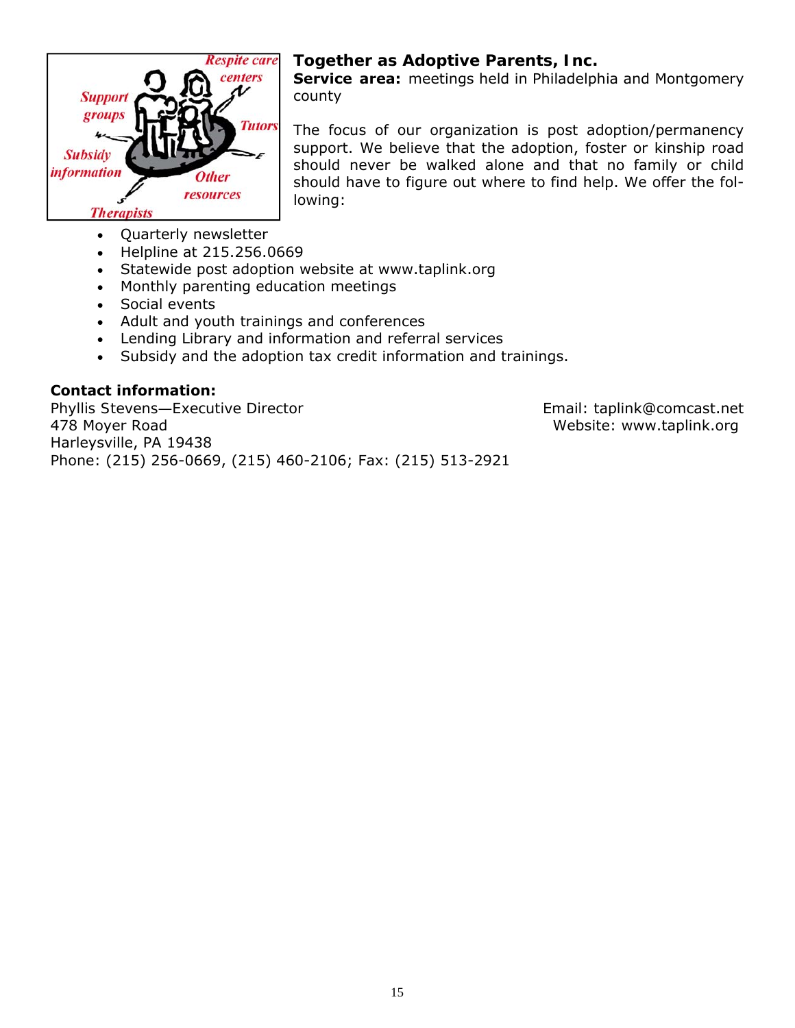## Together as Adoptive Parents, Inc.

**Service area:** meetings held in Philadelphia and Montgomery county

The focus of our organization is post adoption/permanency support. We believe that the adoption, foster or kinship road should never be walked alone and that no family or child should have to figure out where to find help. We offer the following:

- Quarterly newsletter
- Helpline at 215.256.0669
- Statewide post adoption website at www.taplink.org
- Monthly parenting education meetings
- Social events
- Adult and youth trainings and conferences
- Lending Library and information and referral services
- Subsidy and the adoption tax credit information and trainings.

**Contact information:**

Phyllis Stevens—Executive Director
478 Moyer Road
Harleysville, PA 19438
Phone: (215) 256-0669, (215) 460-2106; Fax: (215) 513-2921

Email: taplink@comcast.net
Website: www.taplink.org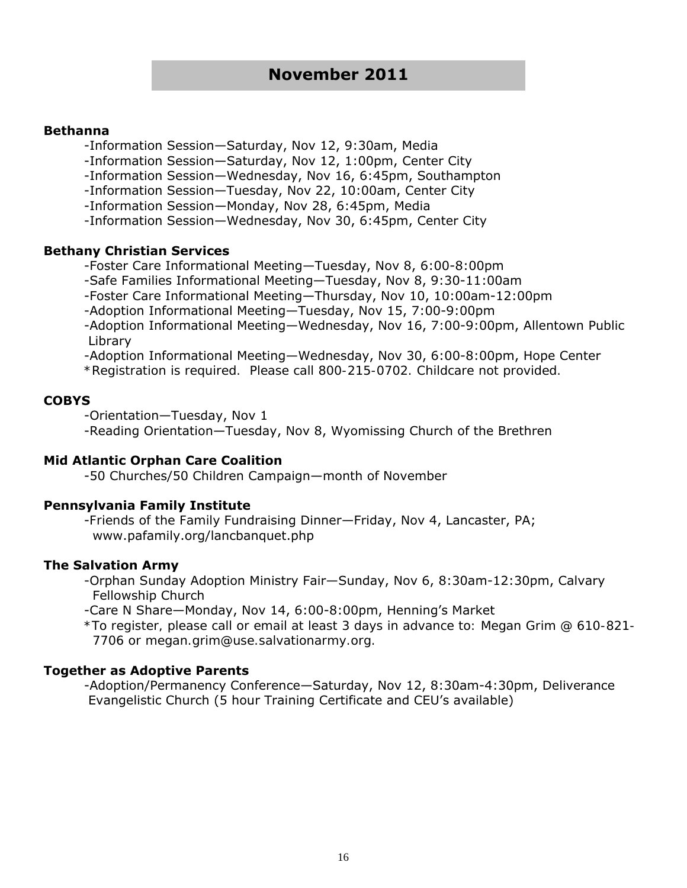# November 2011

**Bethanna**

- Information Session—Saturday, Nov 12, 9:30am, Media
- Information Session—Saturday, Nov 12, 1:00pm, Center City
- Information Session—Wednesday, Nov 16, 6:45pm, Southampton
- Information Session—Tuesday, Nov 22, 10:00am, Center City
- Information Session—Monday, Nov 28, 6:45pm, Media
- Information Session—Wednesday, Nov 30, 6:45pm, Center City

**Bethany Christian Services**

- Foster Care Informational Meeting—Tuesday, Nov 8, 6:00-8:00pm
- Safe Families Informational Meeting—Tuesday, Nov 8, 9:30-11:00am
- Foster Care Informational Meeting—Thursday, Nov 10, 10:00am-12:00pm
- Adoption Informational Meeting—Tuesday, Nov 15, 7:00-9:00pm
- Adoption Informational Meeting—Wednesday, Nov 16, 7:00-9:00pm, Allentown Public Library
- Adoption Informational Meeting—Wednesday, Nov 30, 6:00-8:00pm, Hope Center

*Registration is required. Please call 800-215-0702. Childcare not provided.

**COBYS**

- Orientation—Tuesday, Nov 1
- Reading Orientation—Tuesday, Nov 8, Wyomissing Church of the Brethren

**Mid Atlantic Orphan Care Coalition**

- 50 Churches/50 Children Campaign—month of November

**Pennsylvania Family Institute**

- Friends of the Family Fundraising Dinner—Friday, Nov 4, Lancaster, PA; www.pafamily.org/lancbanquet.php

**The Salvation Army**

- Orphan Sunday Adoption Ministry Fair—Sunday, Nov 6, 8:30am-12:30pm, Calvary Fellowship Church
- Care N Share—Monday, Nov 14, 6:00-8:00pm, Henning's Market

*To register, please call or email at least 3 days in advance to: Megan Grim @ 610-821-7706 or megan.grim@use.salvationarmy.org.

**Together as Adoptive Parents**

- Adoption/Permanency Conference—Saturday, Nov 12, 8:30am-4:30pm, Deliverance Evangelistic Church (5 hour Training Certificate and CEU's available)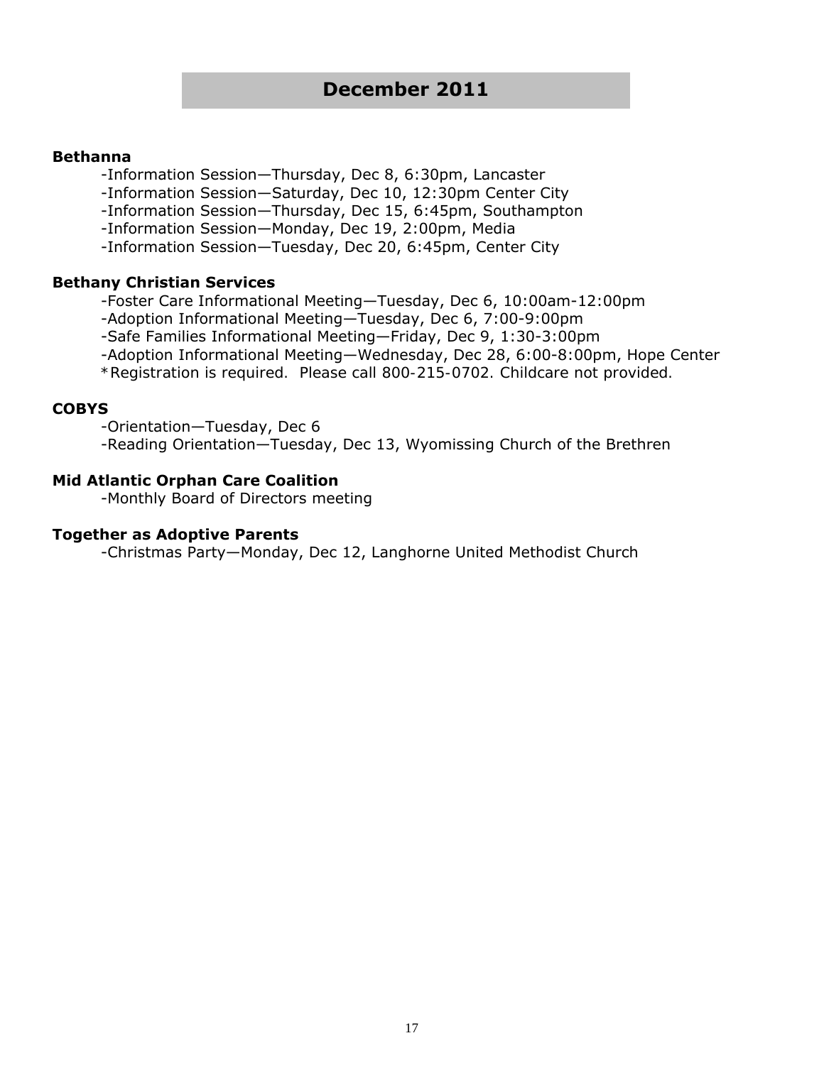## December 2011

**Bethanna**

-Information Session—Thursday, Dec 8, 6:30pm, Lancaster
-Information Session—Saturday, Dec 10, 12:30pm Center City
-Information Session—Thursday, Dec 15, 6:45pm, Southampton
-Information Session—Monday, Dec 19, 2:00pm, Media
-Information Session—Tuesday, Dec 20, 6:45pm, Center City

**Bethany Christian Services**

-Foster Care Informational Meeting—Tuesday, Dec 6, 10:00am-12:00pm
-Adoption Informational Meeting—Tuesday, Dec 6, 7:00-9:00pm
-Safe Families Informational Meeting—Friday, Dec 9, 1:30-3:00pm
-Adoption Informational Meeting—Wednesday, Dec 28, 6:00-8:00pm, Hope Center
*Registration is required. Please call 800-215-0702. Childcare not provided.

**COBYS**

-Orientation—Tuesday, Dec 6
-Reading Orientation—Tuesday, Dec 13, Wyomissing Church of the Brethren

**Mid Atlantic Orphan Care Coalition**

-Monthly Board of Directors meeting

**Together as Adoptive Parents**

-Christmas Party—Monday, Dec 12, Langhorne United Methodist Church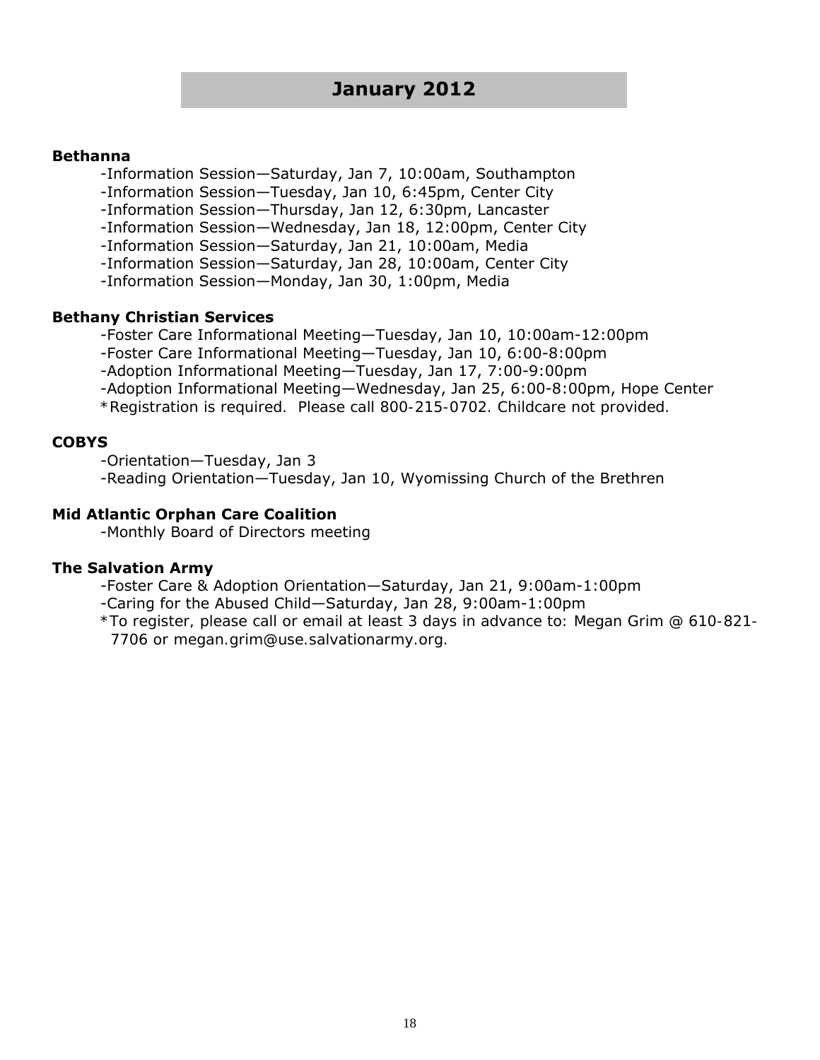## January 2012

**Bethanna**

-Information Session—Saturday, Jan 7, 10:00am, Southampton
-Information Session—Tuesday, Jan 10, 6:45pm, Center City
-Information Session—Thursday, Jan 12, 6:30pm, Lancaster
-Information Session—Wednesday, Jan 18, 12:00pm, Center City
-Information Session—Saturday, Jan 21, 10:00am, Media
-Information Session—Saturday, Jan 28, 10:00am, Center City
-Information Session—Monday, Jan 30, 1:00pm, Media

**Bethany Christian Services**

-Foster Care Informational Meeting—Tuesday, Jan 10, 10:00am-12:00pm
-Foster Care Informational Meeting—Tuesday, Jan 10, 6:00-8:00pm
-Adoption Informational Meeting—Tuesday, Jan 17, 7:00-9:00pm
-Adoption Informational Meeting—Wednesday, Jan 25, 6:00-8:00pm, Hope Center
*Registration is required. Please call 800-215-0702. Childcare not provided.

**COBYS**

-Orientation—Tuesday, Jan 3
-Reading Orientation—Tuesday, Jan 10, Wyomissing Church of the Brethren

**Mid Atlantic Orphan Care Coalition**

-Monthly Board of Directors meeting

**The Salvation Army**

-Foster Care & Adoption Orientation—Saturday, Jan 21, 9:00am-1:00pm
-Caring for the Abused Child—Saturday, Jan 28, 9:00am-1:00pm
*To register, please call or email at least 3 days in advance to: Megan Grim @ 610-821-7706 or megan.grim@use.salvationarmy.org.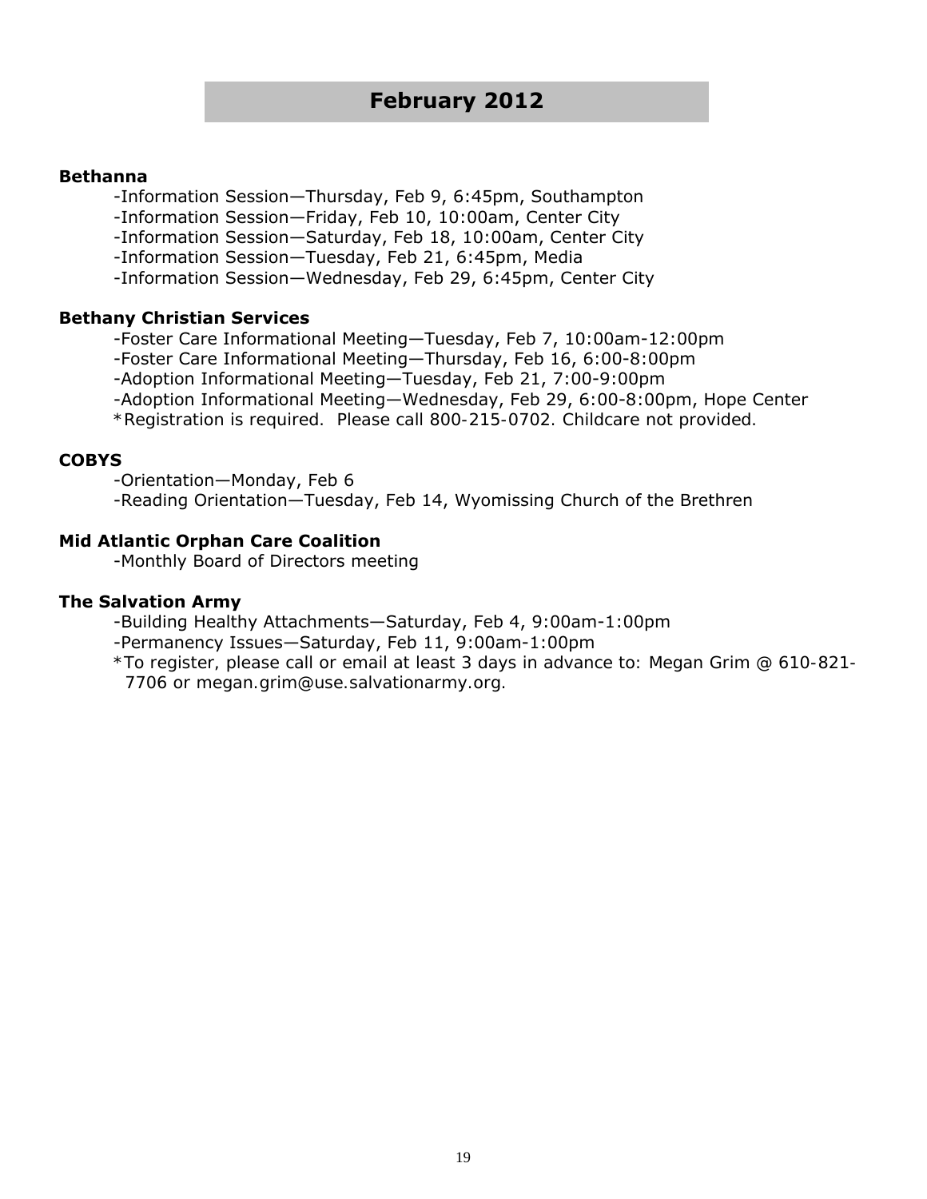## February 2012

**Bethanna**

-Information Session—Thursday, Feb 9, 6:45pm, Southampton
-Information Session—Friday, Feb 10, 10:00am, Center City
-Information Session—Saturday, Feb 18, 10:00am, Center City
-Information Session—Tuesday, Feb 21, 6:45pm, Media
-Information Session—Wednesday, Feb 29, 6:45pm, Center City

**Bethany Christian Services**

-Foster Care Informational Meeting—Tuesday, Feb 7, 10:00am-12:00pm
-Foster Care Informational Meeting—Thursday, Feb 16, 6:00-8:00pm
-Adoption Informational Meeting—Tuesday, Feb 21, 7:00-9:00pm
-Adoption Informational Meeting—Wednesday, Feb 29, 6:00-8:00pm, Hope Center
*Registration is required. Please call 800-215-0702. Childcare not provided.

**COBYS**

-Orientation—Monday, Feb 6
-Reading Orientation—Tuesday, Feb 14, Wyomissing Church of the Brethren

**Mid Atlantic Orphan Care Coalition**

-Monthly Board of Directors meeting

**The Salvation Army**

-Building Healthy Attachments—Saturday, Feb 4, 9:00am-1:00pm
-Permanency Issues—Saturday, Feb 11, 9:00am-1:00pm
*To register, please call or email at least 3 days in advance to: Megan Grim @ 610-821-7706 or megan.grim@use.salvationarmy.org.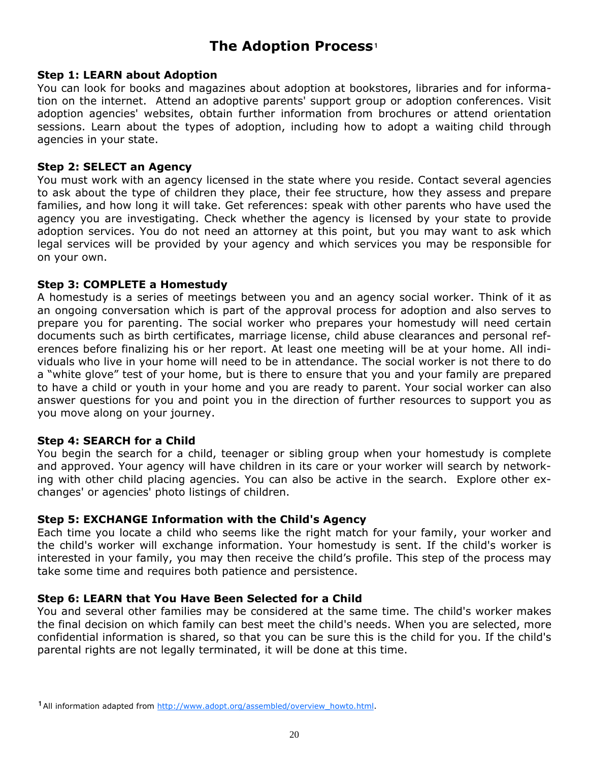# The Adoption Process[1]

**Step 1: LEARN about Adoption**
You can look for books and magazines about adoption at bookstores, libraries and for information on the internet. Attend an adoptive parents' support group or adoption conferences. Visit adoption agencies' websites, obtain further information from brochures or attend orientation sessions. Learn about the types of adoption, including how to adopt a waiting child through agencies in your state.

**Step 2: SELECT an Agency**
You must work with an agency licensed in the state where you reside. Contact several agencies to ask about the type of children they place, their fee structure, how they assess and prepare families, and how long it will take. Get references: speak with other parents who have used the agency you are investigating. Check whether the agency is licensed by your state to provide adoption services. You do not need an attorney at this point, but you may want to ask which legal services will be provided by your agency and which services you may be responsible for on your own.

**Step 3: COMPLETE a Homestudy**
A homestudy is a series of meetings between you and an agency social worker. Think of it as an ongoing conversation which is part of the approval process for adoption and also serves to prepare you for parenting. The social worker who prepares your homestudy will need certain documents such as birth certificates, marriage license, child abuse clearances and personal references before finalizing his or her report. At least one meeting will be at your home. All individuals who live in your home will need to be in attendance. The social worker is not there to do a "white glove" test of your home, but is there to ensure that you and your family are prepared to have a child or youth in your home and you are ready to parent. Your social worker can also answer questions for you and point you in the direction of further resources to support you as you move along on your journey.

**Step 4: SEARCH for a Child**
You begin the search for a child, teenager or sibling group when your homestudy is complete and approved. Your agency will have children in its care or your worker will search by networking with other child placing agencies. You can also be active in the search. Explore other exchanges' or agencies' photo listings of children.

**Step 5: EXCHANGE Information with the Child's Agency**
Each time you locate a child who seems like the right match for your family, your worker and the child's worker will exchange information. Your homestudy is sent. If the child's worker is interested in your family, you may then receive the child's profile. This step of the process may take some time and requires both patience and persistence.

**Step 6: LEARN that You Have Been Selected for a Child**
You and several other families may be considered at the same time. The child's worker makes the final decision on which family can best meet the child's needs. When you are selected, more confidential information is shared, so that you can be sure this is the child for you. If the child's parental rights are not legally terminated, it will be done at this time.

[1] All information adapted from http://www.adopt.org/assembled/overview_howto.html.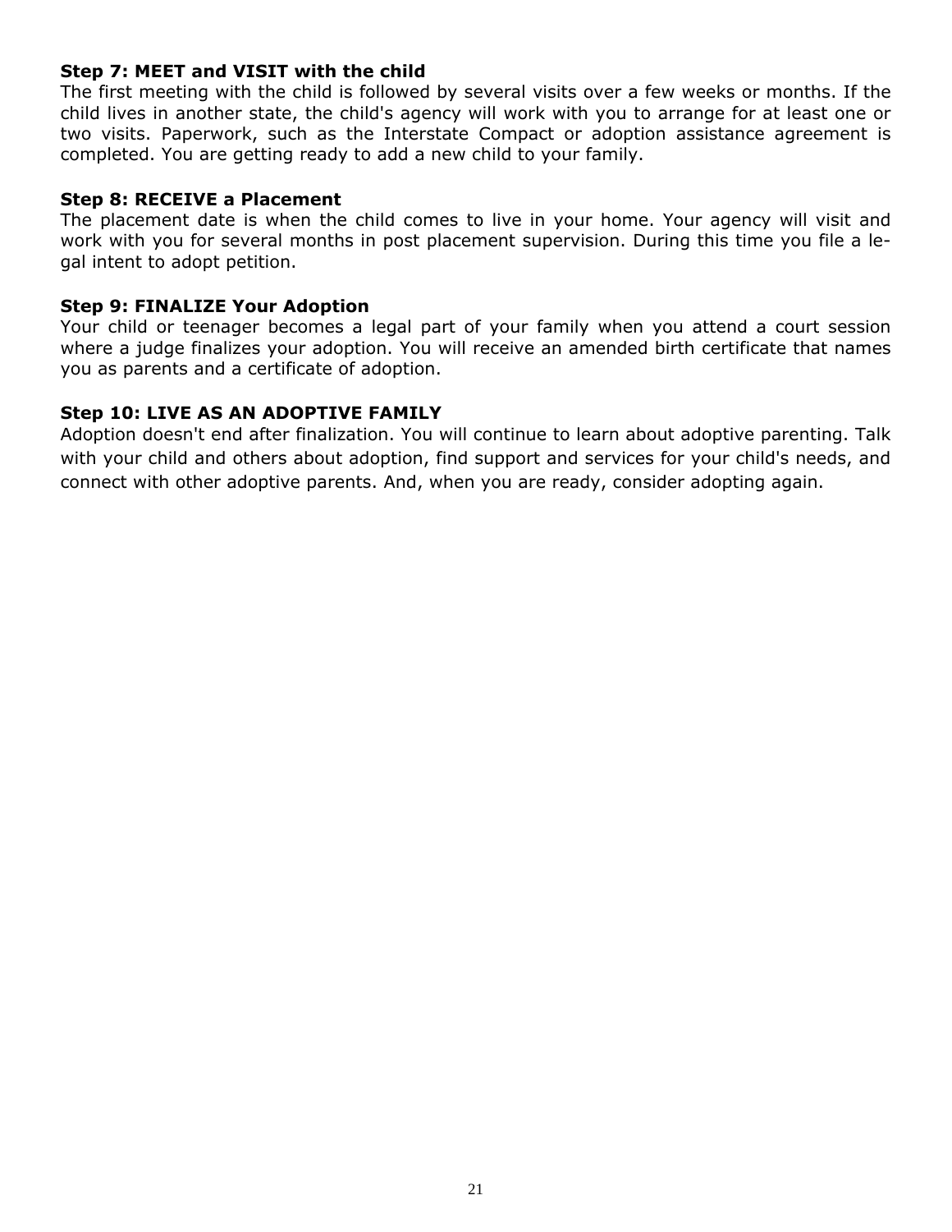**Step 7: MEET and VISIT with the child**

The first meeting with the child is followed by several visits over a few weeks or months. If the child lives in another state, the child's agency will work with you to arrange for at least one or two visits. Paperwork, such as the Interstate Compact or adoption assistance agreement is completed. You are getting ready to add a new child to your family.

**Step 8: RECEIVE a Placement**

The placement date is when the child comes to live in your home. Your agency will visit and work with you for several months in post placement supervision. During this time you file a legal intent to adopt petition.

**Step 9: FINALIZE Your Adoption**

Your child or teenager becomes a legal part of your family when you attend a court session where a judge finalizes your adoption. You will receive an amended birth certificate that names you as parents and a certificate of adoption.

**Step 10: LIVE AS AN ADOPTIVE FAMILY**

Adoption doesn't end after finalization. You will continue to learn about adoptive parenting. Talk with your child and others about adoption, find support and services for your child's needs, and connect with other adoptive parents. And, when you are ready, consider adopting again.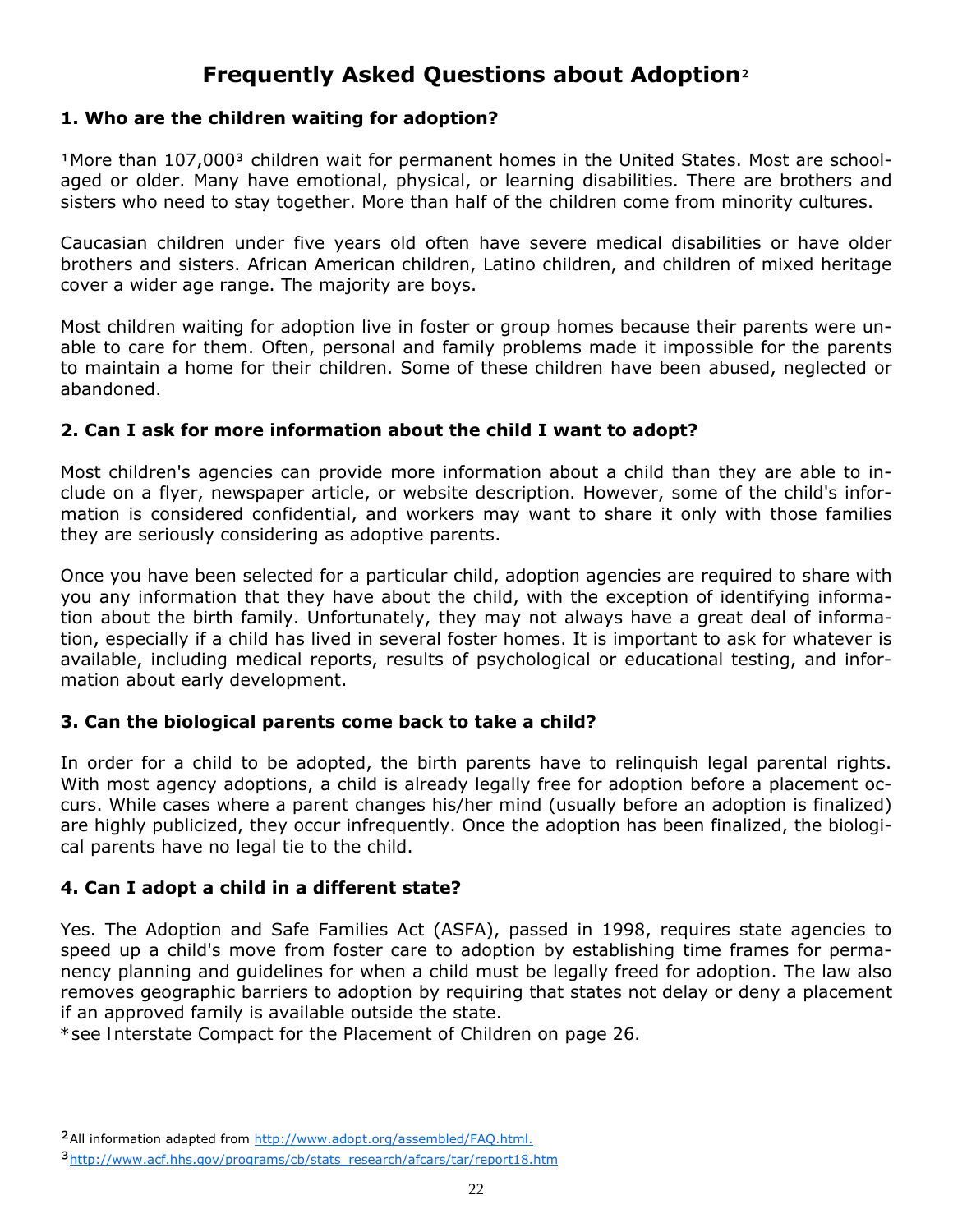# Frequently Asked Questions about Adoption[2]

### 1. Who are the children waiting for adoption?

[1]More than 107,000[3] children wait for permanent homes in the United States. Most are school-aged or older. Many have emotional, physical, or learning disabilities. There are brothers and sisters who need to stay together. More than half of the children come from minority cultures.

Caucasian children under five years old often have severe medical disabilities or have older brothers and sisters. African American children, Latino children, and children of mixed heritage cover a wider age range. The majority are boys.

Most children waiting for adoption live in foster or group homes because their parents were unable to care for them. Often, personal and family problems made it impossible for the parents to maintain a home for their children. Some of these children have been abused, neglected or abandoned.

### 2. Can I ask for more information about the child I want to adopt?

Most children's agencies can provide more information about a child than they are able to include on a flyer, newspaper article, or website description. However, some of the child's information is considered confidential, and workers may want to share it only with those families they are seriously considering as adoptive parents.

Once you have been selected for a particular child, adoption agencies are required to share with you any information that they have about the child, with the exception of identifying information about the birth family. Unfortunately, they may not always have a great deal of information, especially if a child has lived in several foster homes. It is important to ask for whatever is available, including medical reports, results of psychological or educational testing, and information about early development.

### 3. Can the biological parents come back to take a child?

In order for a child to be adopted, the birth parents have to relinquish legal parental rights. With most agency adoptions, a child is already legally free for adoption before a placement occurs. While cases where a parent changes his/her mind (usually before an adoption is finalized) are highly publicized, they occur infrequently. Once the adoption has been finalized, the biological parents have no legal tie to the child.

### 4. Can I adopt a child in a different state?

Yes. The Adoption and Safe Families Act (ASFA), passed in 1998, requires state agencies to speed up a child's move from foster care to adoption by establishing time frames for permanency planning and guidelines for when a child must be legally freed for adoption. The law also removes geographic barriers to adoption by requiring that states not delay or deny a placement if an approved family is available outside the state.
*see Interstate Compact for the Placement of Children on page 26.

[2]All information adapted from http://www.adopt.org/assembled/FAQ.html.

[3]http://www.acf.hhs.gov/programs/cb/stats_research/afcars/tar/report18.htm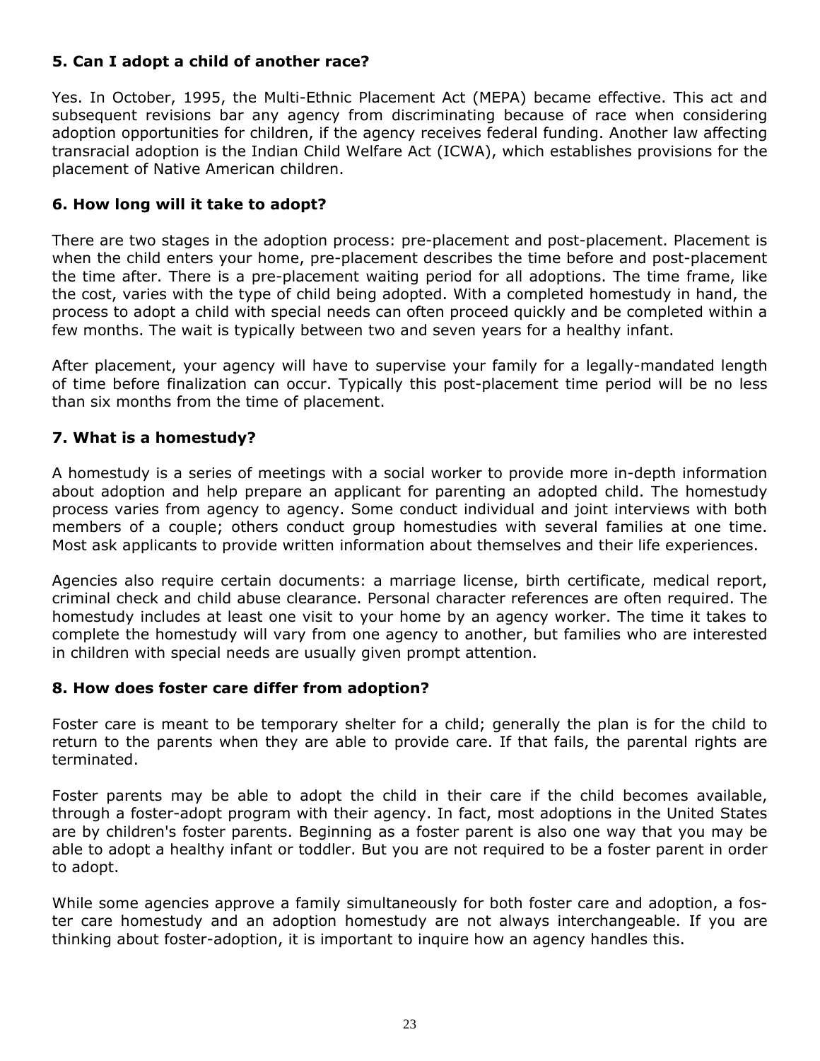### 5. Can I adopt a child of another race?

Yes. In October, 1995, the Multi-Ethnic Placement Act (MEPA) became effective. This act and subsequent revisions bar any agency from discriminating because of race when considering adoption opportunities for children, if the agency receives federal funding. Another law affecting transracial adoption is the Indian Child Welfare Act (ICWA), which establishes provisions for the placement of Native American children.

### 6. How long will it take to adopt?

There are two stages in the adoption process: pre-placement and post-placement. Placement is when the child enters your home, pre-placement describes the time before and post-placement the time after. There is a pre-placement waiting period for all adoptions. The time frame, like the cost, varies with the type of child being adopted. With a completed homestudy in hand, the process to adopt a child with special needs can often proceed quickly and be completed within a few months. The wait is typically between two and seven years for a healthy infant.

After placement, your agency will have to supervise your family for a legally-mandated length of time before finalization can occur. Typically this post-placement time period will be no less than six months from the time of placement.

### 7. What is a homestudy?

A homestudy is a series of meetings with a social worker to provide more in-depth information about adoption and help prepare an applicant for parenting an adopted child. The homestudy process varies from agency to agency. Some conduct individual and joint interviews with both members of a couple; others conduct group homestudies with several families at one time. Most ask applicants to provide written information about themselves and their life experiences.

Agencies also require certain documents: a marriage license, birth certificate, medical report, criminal check and child abuse clearance. Personal character references are often required. The homestudy includes at least one visit to your home by an agency worker. The time it takes to complete the homestudy will vary from one agency to another, but families who are interested in children with special needs are usually given prompt attention.

### 8. How does foster care differ from adoption?

Foster care is meant to be temporary shelter for a child; generally the plan is for the child to return to the parents when they are able to provide care. If that fails, the parental rights are terminated.

Foster parents may be able to adopt the child in their care if the child becomes available, through a foster-adopt program with their agency. In fact, most adoptions in the United States are by children's foster parents. Beginning as a foster parent is also one way that you may be able to adopt a healthy infant or toddler. But you are not required to be a foster parent in order to adopt.

While some agencies approve a family simultaneously for both foster care and adoption, a foster care homestudy and an adoption homestudy are not always interchangeable. If you are thinking about foster-adoption, it is important to inquire how an agency handles this.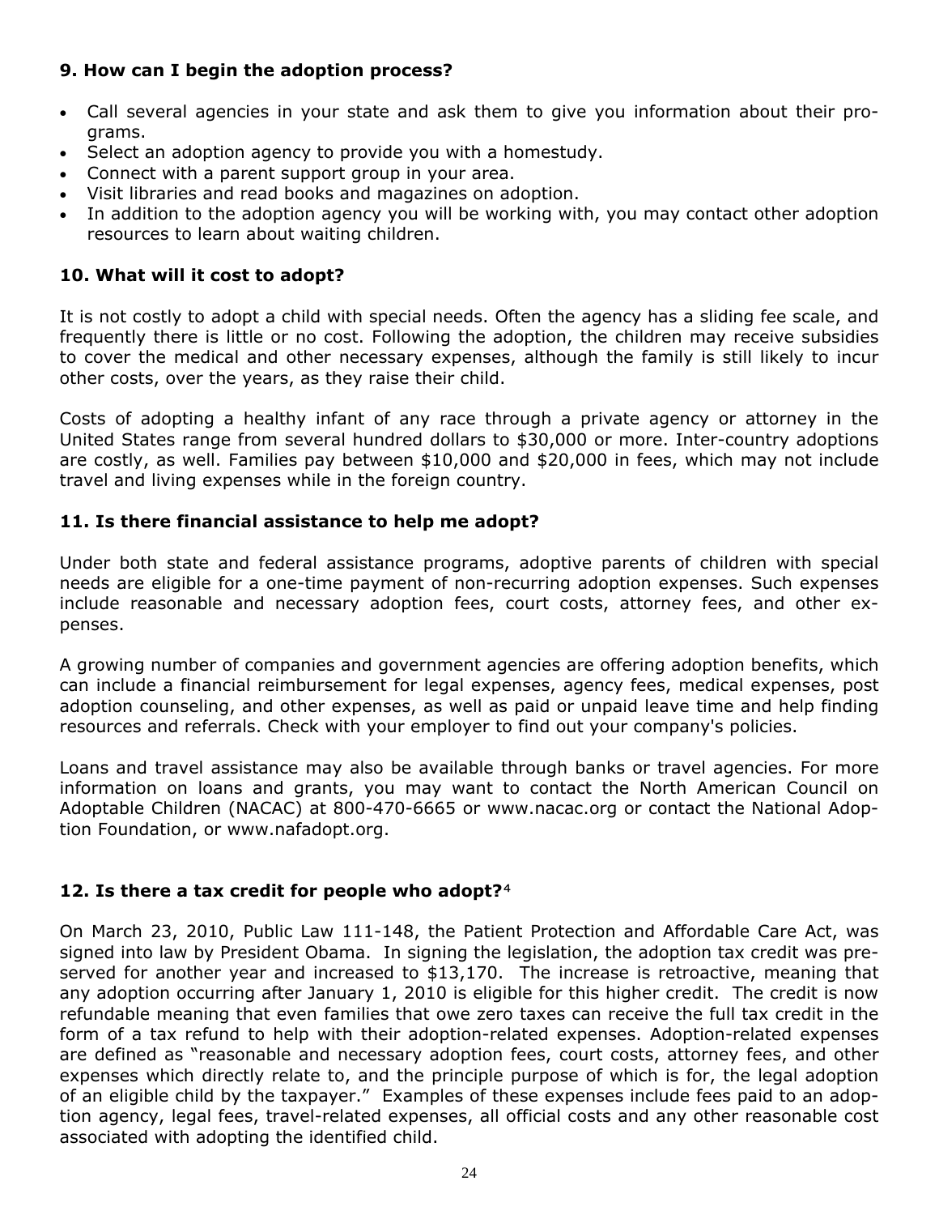### 9. How can I begin the adoption process?

- Call several agencies in your state and ask them to give you information about their programs.
- Select an adoption agency to provide you with a homestudy.
- Connect with a parent support group in your area.
- Visit libraries and read books and magazines on adoption.
- In addition to the adoption agency you will be working with, you may contact other adoption resources to learn about waiting children.

### 10. What will it cost to adopt?

It is not costly to adopt a child with special needs. Often the agency has a sliding fee scale, and frequently there is little or no cost. Following the adoption, the children may receive subsidies to cover the medical and other necessary expenses, although the family is still likely to incur other costs, over the years, as they raise their child.

Costs of adopting a healthy infant of any race through a private agency or attorney in the United States range from several hundred dollars to $30,000 or more. Inter-country adoptions are costly, as well. Families pay between $10,000 and $20,000 in fees, which may not include travel and living expenses while in the foreign country.

### 11. Is there financial assistance to help me adopt?

Under both state and federal assistance programs, adoptive parents of children with special needs are eligible for a one-time payment of non-recurring adoption expenses. Such expenses include reasonable and necessary adoption fees, court costs, attorney fees, and other expenses.

A growing number of companies and government agencies are offering adoption benefits, which can include a financial reimbursement for legal expenses, agency fees, medical expenses, post adoption counseling, and other expenses, as well as paid or unpaid leave time and help finding resources and referrals. Check with your employer to find out your company's policies.

Loans and travel assistance may also be available through banks or travel agencies. For more information on loans and grants, you may want to contact the North American Council on Adoptable Children (NACAC) at 800-470-6665 or www.nacac.org or contact the National Adoption Foundation, or www.nafadopt.org.

### 12. Is there a tax credit for people who adopt?[4]

On March 23, 2010, Public Law 111-148, the Patient Protection and Affordable Care Act, was signed into law by President Obama. In signing the legislation, the adoption tax credit was preserved for another year and increased to $13,170. The increase is retroactive, meaning that any adoption occurring after January 1, 2010 is eligible for this higher credit. The credit is now refundable meaning that even families that owe zero taxes can receive the full tax credit in the form of a tax refund to help with their adoption-related expenses. Adoption-related expenses are defined as "reasonable and necessary adoption fees, court costs, attorney fees, and other expenses which directly relate to, and the principle purpose of which is for, the legal adoption of an eligible child by the taxpayer." Examples of these expenses include fees paid to an adoption agency, legal fees, travel-related expenses, all official costs and any other reasonable cost associated with adopting the identified child.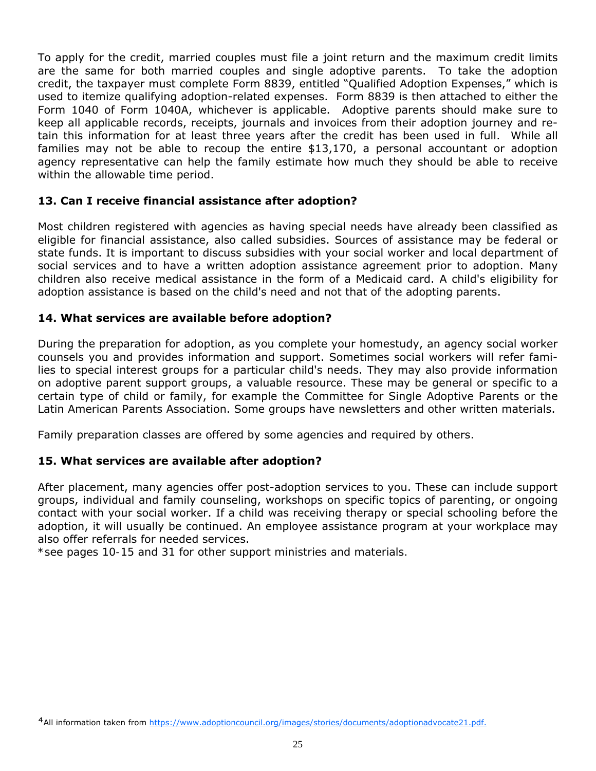To apply for the credit, married couples must file a joint return and the maximum credit limits are the same for both married couples and single adoptive parents. To take the adoption credit, the taxpayer must complete Form 8839, entitled "Qualified Adoption Expenses," which is used to itemize qualifying adoption-related expenses. Form 8839 is then attached to either the Form 1040 of Form 1040A, whichever is applicable. Adoptive parents should make sure to keep all applicable records, receipts, journals and invoices from their adoption journey and retain this information for at least three years after the credit has been used in full. While all families may not be able to recoup the entire $13,170, a personal accountant or adoption agency representative can help the family estimate how much they should be able to receive within the allowable time period.

**13. Can I receive financial assistance after adoption?**

Most children registered with agencies as having special needs have already been classified as eligible for financial assistance, also called subsidies. Sources of assistance may be federal or state funds. It is important to discuss subsidies with your social worker and local department of social services and to have a written adoption assistance agreement prior to adoption. Many children also receive medical assistance in the form of a Medicaid card. A child's eligibility for adoption assistance is based on the child's need and not that of the adopting parents.

**14. What services are available before adoption?**

During the preparation for adoption, as you complete your homestudy, an agency social worker counsels you and provides information and support. Sometimes social workers will refer families to special interest groups for a particular child's needs. They may also provide information on adoptive parent support groups, a valuable resource. These may be general or specific to a certain type of child or family, for example the Committee for Single Adoptive Parents or the Latin American Parents Association. Some groups have newsletters and other written materials.

Family preparation classes are offered by some agencies and required by others.

**15. What services are available after adoption?**

After placement, many agencies offer post-adoption services to you. These can include support groups, individual and family counseling, workshops on specific topics of parenting, or ongoing contact with your social worker. If a child was receiving therapy or special schooling before the adoption, it will usually be continued. An employee assistance program at your workplace may also offer referrals for needed services.
*see pages 10-15 and 31 for other support ministries and materials.

[4] All information taken from https://www.adoptioncouncil.org/images/stories/documents/adoptionadvocate21.pdf.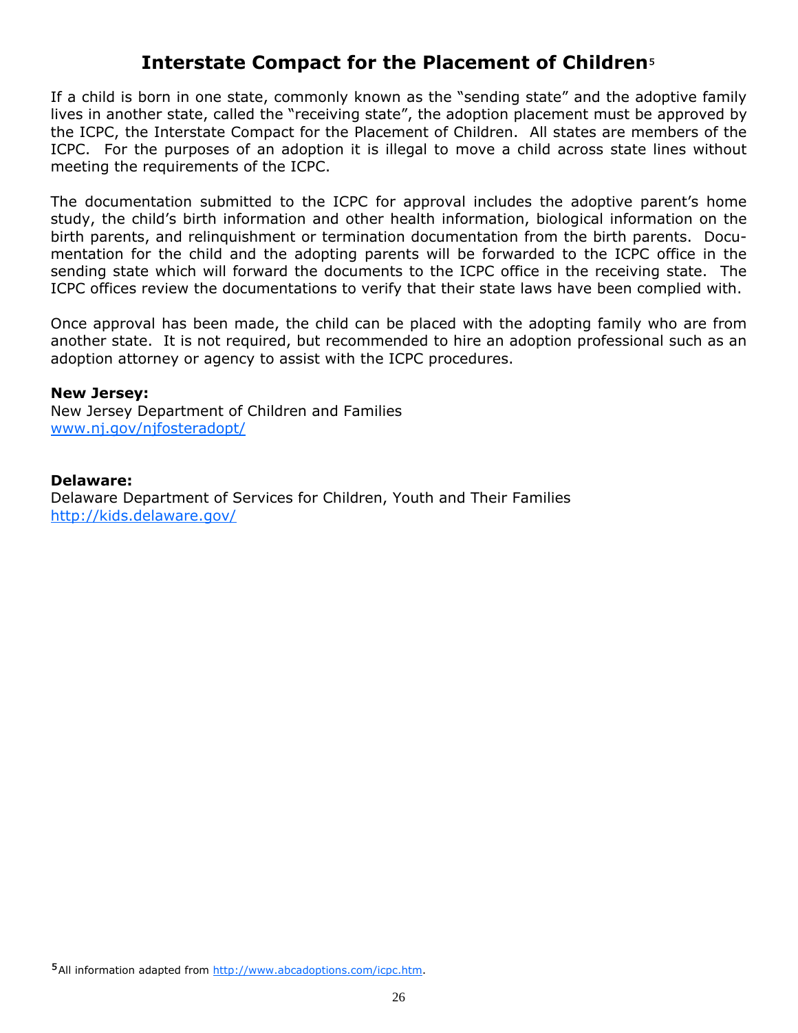# Interstate Compact for the Placement of Children[5]

If a child is born in one state, commonly known as the "sending state" and the adoptive family lives in another state, called the "receiving state", the adoption placement must be approved by the ICPC, the Interstate Compact for the Placement of Children. All states are members of the ICPC. For the purposes of an adoption it is illegal to move a child across state lines without meeting the requirements of the ICPC.

The documentation submitted to the ICPC for approval includes the adoptive parent's home study, the child's birth information and other health information, biological information on the birth parents, and relinquishment or termination documentation from the birth parents. Documentation for the child and the adopting parents will be forwarded to the ICPC office in the sending state which will forward the documents to the ICPC office in the receiving state. The ICPC offices review the documentations to verify that their state laws have been complied with.

Once approval has been made, the child can be placed with the adopting family who are from another state. It is not required, but recommended to hire an adoption professional such as an adoption attorney or agency to assist with the ICPC procedures.

**New Jersey:**
New Jersey Department of Children and Families
www.nj.gov/njfosteradopt/

**Delaware:**
Delaware Department of Services for Children, Youth and Their Families
http://kids.delaware.gov/

[5] All information adapted from http://www.abcadoptions.com/icpc.htm.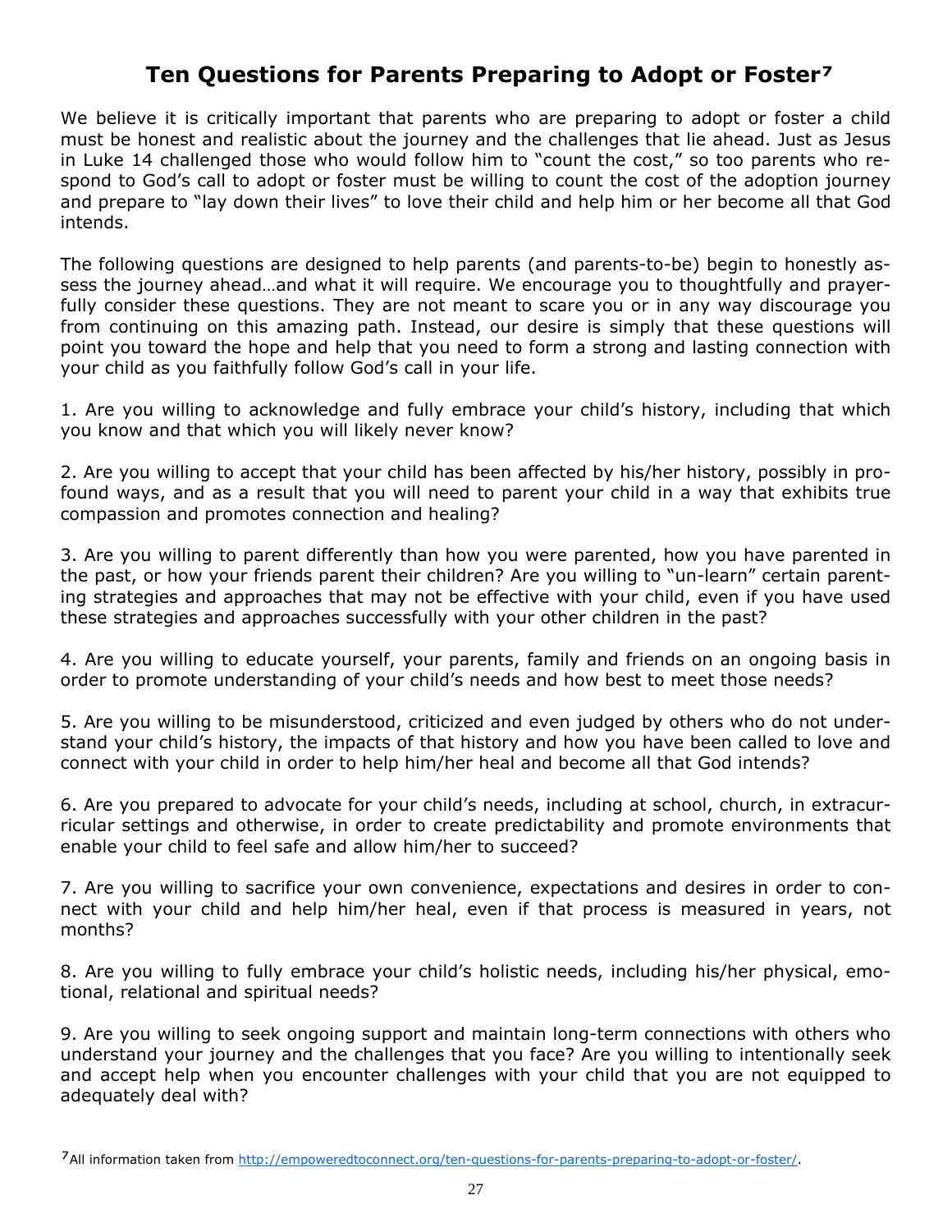# Ten Questions for Parents Preparing to Adopt or Foster[7]

We believe it is critically important that parents who are preparing to adopt or foster a child must be honest and realistic about the journey and the challenges that lie ahead. Just as Jesus in Luke 14 challenged those who would follow him to "count the cost," so too parents who respond to God's call to adopt or foster must be willing to count the cost of the adoption journey and prepare to "lay down their lives" to love their child and help him or her become all that God intends.

The following questions are designed to help parents (and parents-to-be) begin to honestly assess the journey ahead…and what it will require. We encourage you to thoughtfully and prayerfully consider these questions. They are not meant to scare you or in any way discourage you from continuing on this amazing path. Instead, our desire is simply that these questions will point you toward the hope and help that you need to form a strong and lasting connection with your child as you faithfully follow God's call in your life.

1. Are you willing to acknowledge and fully embrace your child's history, including that which you know and that which you will likely never know?

2. Are you willing to accept that your child has been affected by his/her history, possibly in profound ways, and as a result that you will need to parent your child in a way that exhibits true compassion and promotes connection and healing?

3. Are you willing to parent differently than how you were parented, how you have parented in the past, or how your friends parent their children? Are you willing to "un-learn" certain parenting strategies and approaches that may not be effective with your child, even if you have used these strategies and approaches successfully with your other children in the past?

4. Are you willing to educate yourself, your parents, family and friends on an ongoing basis in order to promote understanding of your child's needs and how best to meet those needs?

5. Are you willing to be misunderstood, criticized and even judged by others who do not understand your child's history, the impacts of that history and how you have been called to love and connect with your child in order to help him/her heal and become all that God intends?

6. Are you prepared to advocate for your child's needs, including at school, church, in extracurricular settings and otherwise, in order to create predictability and promote environments that enable your child to feel safe and allow him/her to succeed?

7. Are you willing to sacrifice your own convenience, expectations and desires in order to connect with your child and help him/her heal, even if that process is measured in years, not months?

8. Are you willing to fully embrace your child's holistic needs, including his/her physical, emotional, relational and spiritual needs?

9. Are you willing to seek ongoing support and maintain long-term connections with others who understand your journey and the challenges that you face? Are you willing to intentionally seek and accept help when you encounter challenges with your child that you are not equipped to adequately deal with?

[7] All information taken from http://empoweredtoconnect.org/ten-questions-for-parents-preparing-to-adopt-or-foster/.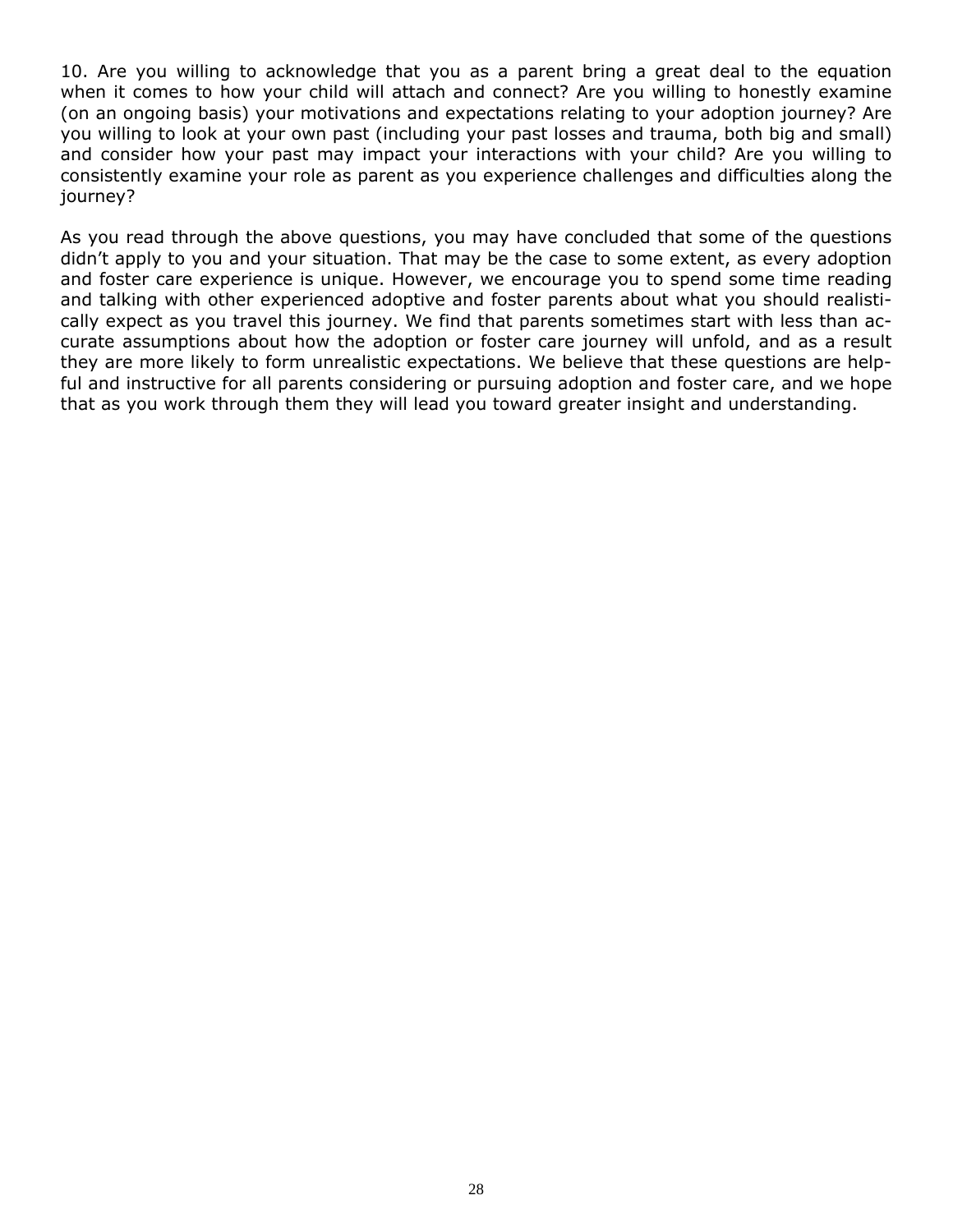10. Are you willing to acknowledge that you as a parent bring a great deal to the equation when it comes to how your child will attach and connect? Are you willing to honestly examine (on an ongoing basis) your motivations and expectations relating to your adoption journey? Are you willing to look at your own past (including your past losses and trauma, both big and small) and consider how your past may impact your interactions with your child? Are you willing to consistently examine your role as parent as you experience challenges and difficulties along the journey?

As you read through the above questions, you may have concluded that some of the questions didn't apply to you and your situation. That may be the case to some extent, as every adoption and foster care experience is unique. However, we encourage you to spend some time reading and talking with other experienced adoptive and foster parents about what you should realistically expect as you travel this journey. We find that parents sometimes start with less than accurate assumptions about how the adoption or foster care journey will unfold, and as a result they are more likely to form unrealistic expectations. We believe that these questions are helpful and instructive for all parents considering or pursuing adoption and foster care, and we hope that as you work through them they will lead you toward greater insight and understanding.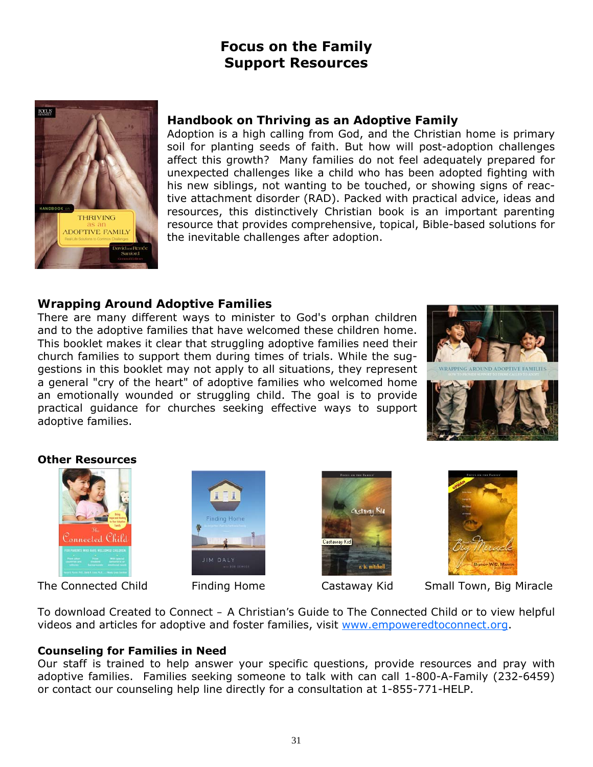# Focus on the Family Support Resources

### Handbook on Thriving as an Adoptive Family

Adoption is a high calling from God, and the Christian home is primary soil for planting seeds of faith. But how will post-adoption challenges affect this growth? Many families do not feel adequately prepared for unexpected challenges like a child who has been adopted fighting with his new siblings, not wanting to be touched, or showing signs of reactive attachment disorder (RAD). Packed with practical advice, ideas and resources, this distinctively Christian book is an important parenting resource that provides comprehensive, topical, Bible-based solutions for the inevitable challenges after adoption.

### Wrapping Around Adoptive Families

There are many different ways to minister to God's orphan children and to the adoptive families that have welcomed these children home. This booklet makes it clear that struggling adoptive families need their church families to support them during times of trials. While the suggestions in this booklet may not apply to all situations, they represent a general "cry of the heart" of adoptive families who welcomed home an emotionally wounded or struggling child. The goal is to provide practical guidance for churches seeking effective ways to support adoptive families.

### Other Resources

The Connected Child

Finding Home

Castaway Kid

Small Town, Big Miracle

To download Created to Connect – A Christian's Guide to The Connected Child or to view helpful videos and articles for adoptive and foster families, visit [www.empoweredtoconnect.org](http://www.empoweredtoconnect.org).

### Counseling for Families in Need

Our staff is trained to help answer your specific questions, provide resources and pray with adoptive families. Families seeking someone to talk with can call 1-800-A-Family (232-6459) or contact our counseling help line directly for a consultation at 1-855-771-HELP.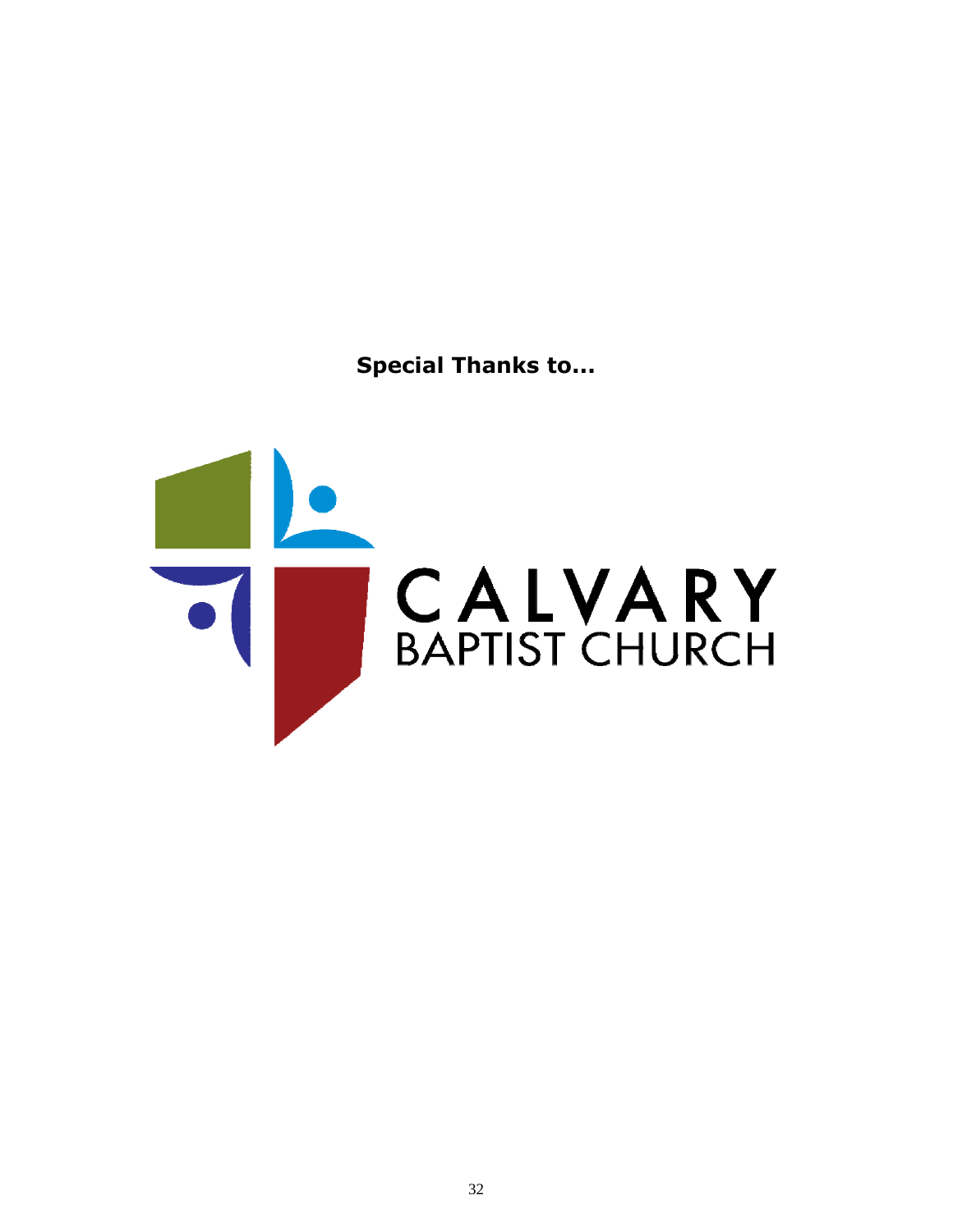**Special Thanks to...**

CALVARY
BAPTIST CHURCH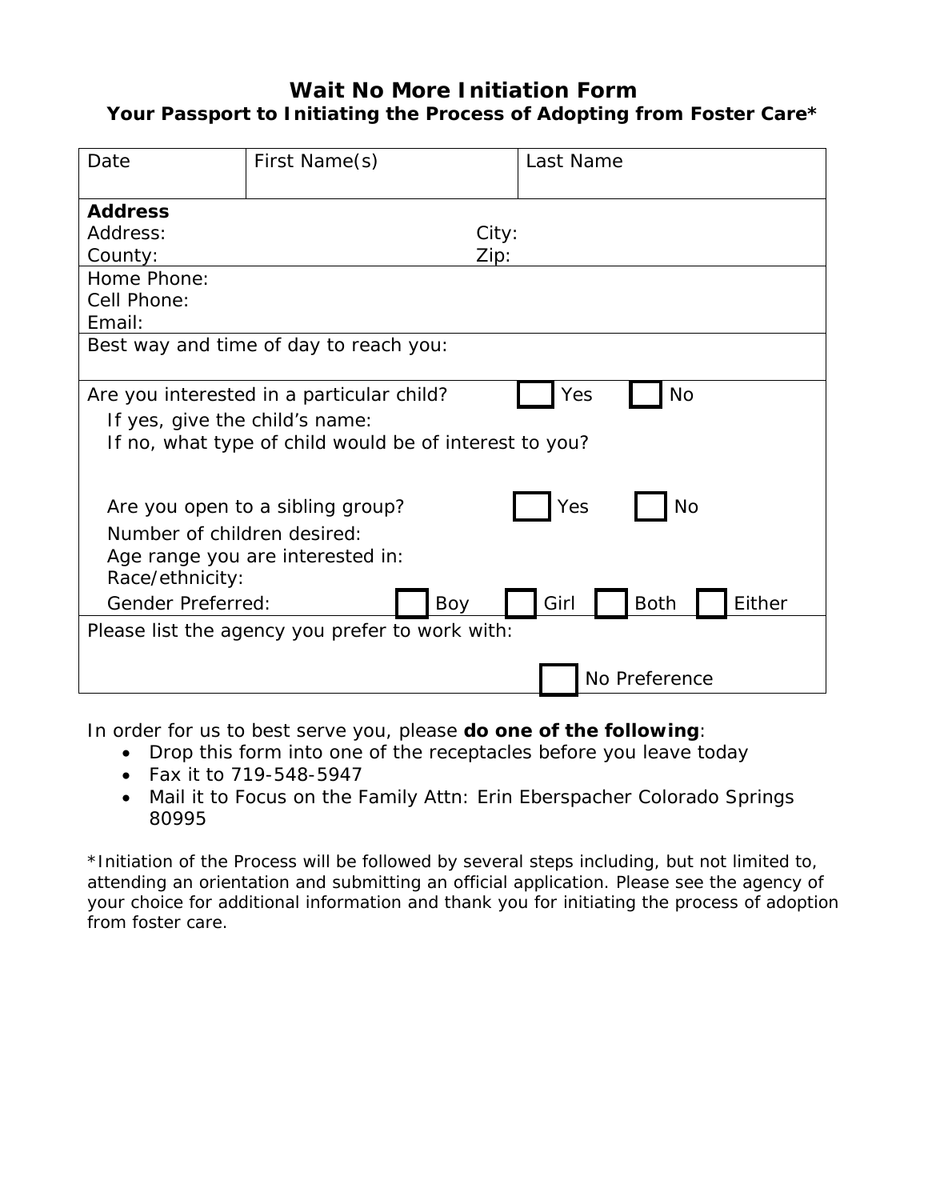# Wait No More Initiation Form

**Your Passport to Initiating the Process of Adopting from Foster Care***

| Date | First Name(s) | Last Name |
|---|---|---|
| | | |

**Address**

Address: City:

County: Zip:

Home Phone:

Cell Phone:

Email:

Best way and time of day to reach you:

Are you interested in a particular child? ☐ Yes ☐ No

If yes, give the child's name:

If no, what type of child would be of interest to you?

Are you open to a sibling group? ☐ Yes ☐ No

Number of children desired:

Age range you are interested in:

Race/ethnicity:

Gender Preferred: ☐ Boy ☐ Girl ☐ Both ☐ Either

Please list the agency you prefer to work with:

☐ No Preference

In order for us to best serve you, please **do one of the following**:

- Drop this form into one of the receptacles before you leave today
- Fax it to 719-548-5947
- Mail it to Focus on the Family Attn: Erin Eberspacher Colorado Springs 80995

*Initiation of the Process will be followed by several steps including, but not limited to, attending an orientation and submitting an official application. Please see the agency of your choice for additional information and thank you for initiating the process of adoption from foster care.